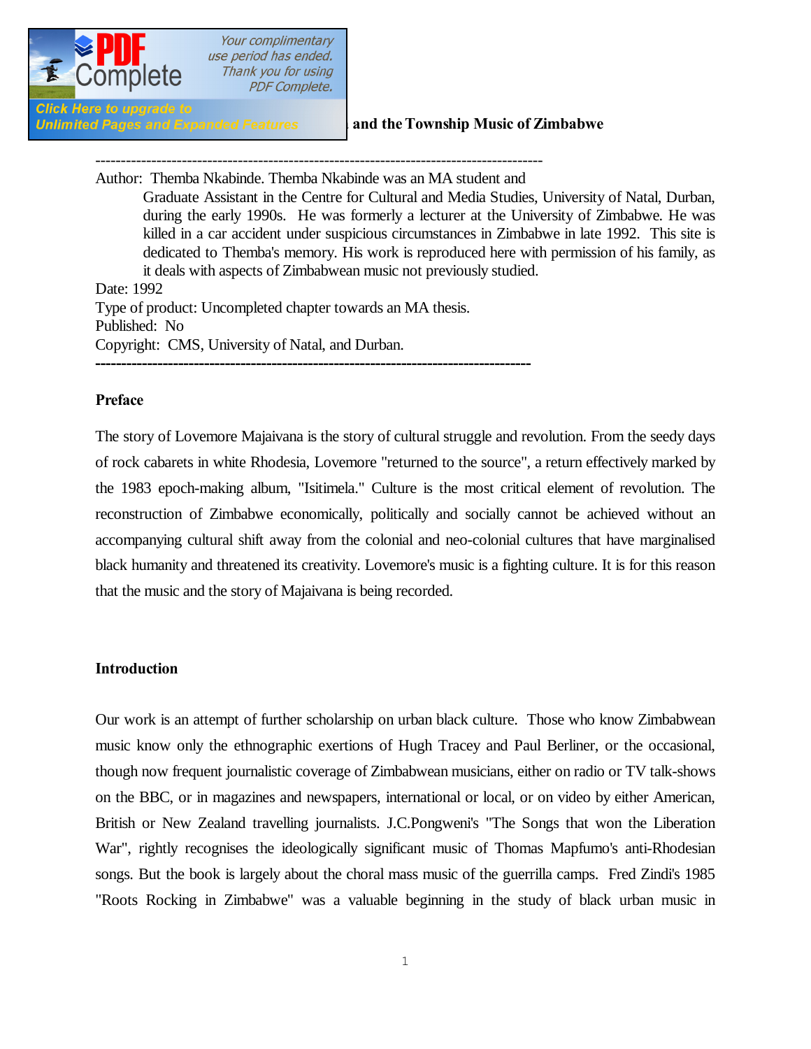**and the Township Music of Zimbabwe**

---

Author: Themba Nkabinde. Themba Nkabinde was an MA student and Graduate Assistant in the Centre for Cultural and Media Studies, University of Natal, Durban, during the early 1990s. He was formerly a lecturer at the University of Zimbabwe. He was killed in a car accident under suspicious circumstances in Zimbabwe in late 1992. This site is dedicated to Themba's memory. His work is reproduced here with permission of his family, as it deals with aspects of Zimbabwean music not previously studied.

Date: 1992

Type of product: Uncompleted chapter towards an MA thesis.

Published: No

Copyright: CMS, University of Natal, and Durban.

---

## Preface

The story of Lovemore Majaivana is the story of cultural struggle and revolution. From the seedy days of rock cabarets in white Rhodesia, Lovemore "returned to the source", a return effectively marked by the 1983 epoch-making album, "Isitimela." Culture is the most critical element of revolution. The reconstruction of Zimbabwe economically, politically and socially cannot be achieved without an accompanying cultural shift away from the colonial and neo-colonial cultures that have marginalised black humanity and threatened its creativity. Lovemore's music is a fighting culture. It is for this reason that the music and the story of Majaivana is being recorded.

## Introduction

Our work is an attempt of further scholarship on urban black culture. Those who know Zimbabwean music know only the ethnographic exertions of Hugh Tracey and Paul Berliner, or the occasional, though now frequent journalistic coverage of Zimbabwean musicians, either on radio or TV talk-shows on the BBC, or in magazines and newspapers, international or local, or on video by either American, British or New Zealand travelling journalists. J.C.Pongweni's "The Songs that won the Liberation War", rightly recognises the ideologically significant music of Thomas Mapfumo's anti-Rhodesian songs. But the book is largely about the choral mass music of the guerrilla camps. Fred Zindi's 1985 "Roots Rocking in Zimbabwe" was a valuable beginning in the study of black urban music in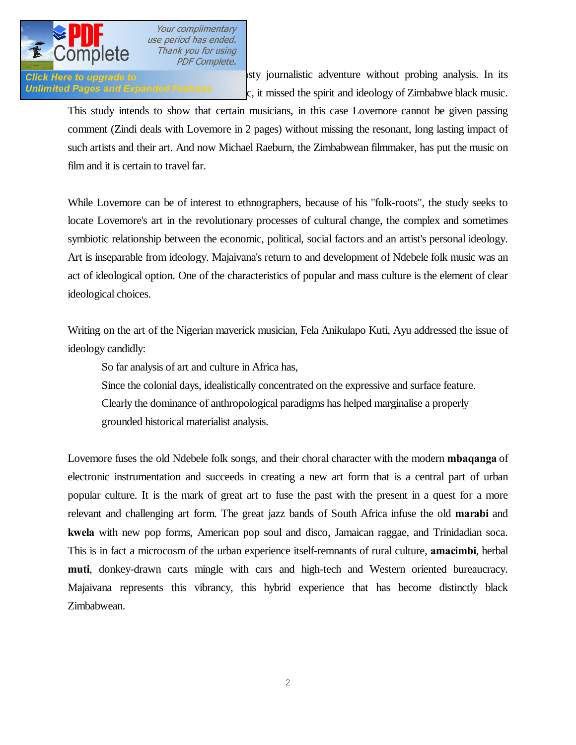...sty journalistic adventure without probing analysis. In its ...c, it missed the spirit and ideology of Zimbabwe black music. This study intends to show that certain musicians, in this case Lovemore cannot be given passing comment (Zindi deals with Lovemore in 2 pages) without missing the resonant, long lasting impact of such artists and their art. And now Michael Raeburn, the Zimbabwean filmmaker, has put the music on film and it is certain to travel far.

While Lovemore can be of interest to ethnographers, because of his "folk-roots", the study seeks to locate Lovemore's art in the revolutionary processes of cultural change, the complex and sometimes symbiotic relationship between the economic, political, social factors and an artist's personal ideology. Art is inseparable from ideology. Majaivana's return to and development of Ndebele folk music was an act of ideological option. One of the characteristics of popular and mass culture is the element of clear ideological choices.

Writing on the art of the Nigerian maverick musician, Fela Anikulapo Kuti, Ayu addressed the issue of ideology candidly:

> So far analysis of art and culture in Africa has,
> Since the colonial days, idealistically concentrated on the expressive and surface feature.
> Clearly the dominance of anthropological paradigms has helped marginalise a properly grounded historical materialist analysis.

Lovemore fuses the old Ndebele folk songs, and their choral character with the modern **mbaqanga** of electronic instrumentation and succeeds in creating a new art form that is a central part of urban popular culture. It is the mark of great art to fuse the past with the present in a quest for a more relevant and challenging art form. The great jazz bands of South Africa infuse the old **marabi** and **kwela** with new pop forms, American pop soul and disco, Jamaican raggae, and Trinidadian soca. This is in fact a microcosm of the urban experience itself-remnants of rural culture, **amacimbi**, herbal **muti**, donkey-drawn carts mingle with cars and high-tech and Western oriented bureaucracy. Majaivana represents this vibrancy, this hybrid experience that has become distinctly black Zimbabwean.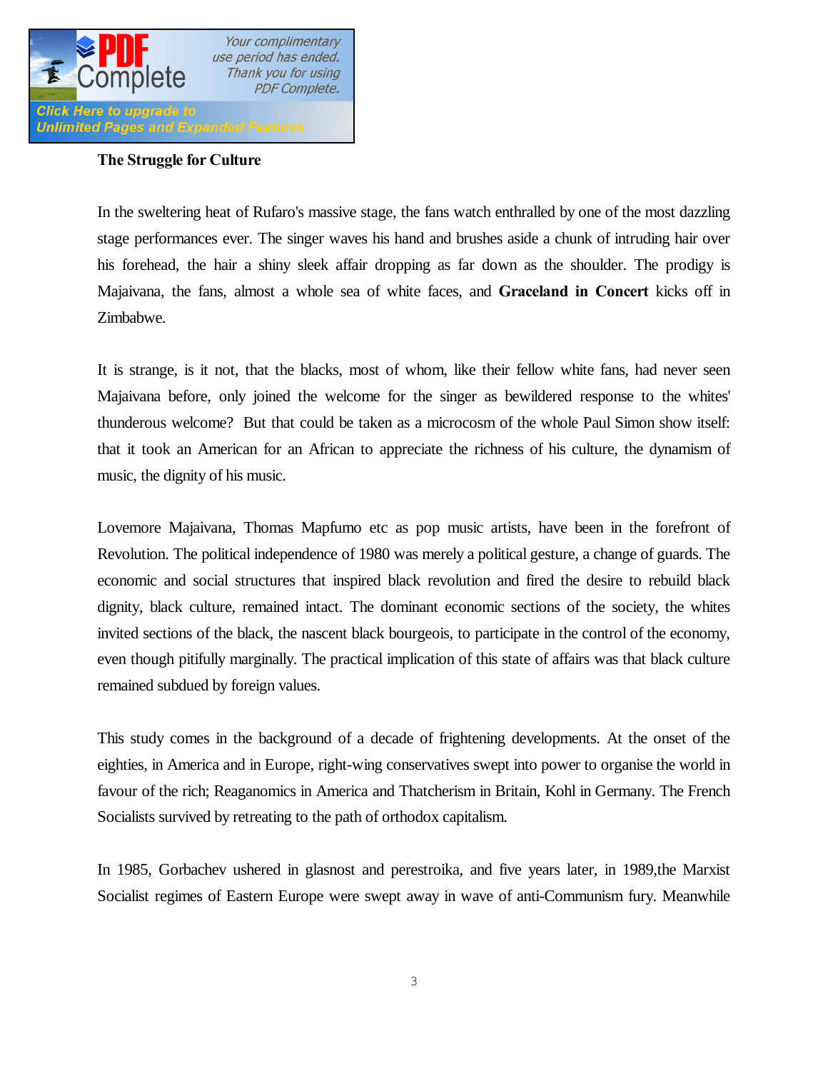**The Struggle for Culture**

In the sweltering heat of Rufaro's massive stage, the fans watch enthralled by one of the most dazzling stage performances ever. The singer waves his hand and brushes aside a chunk of intruding hair over his forehead, the hair a shiny sleek affair dropping as far down as the shoulder. The prodigy is Majaivana, the fans, almost a whole sea of white faces, and **Graceland in Concert** kicks off in Zimbabwe.

It is strange, is it not, that the blacks, most of whom, like their fellow white fans, had never seen Majaivana before, only joined the welcome for the singer as bewildered response to the whites' thunderous welcome? But that could be taken as a microcosm of the whole Paul Simon show itself: that it took an American for an African to appreciate the richness of his culture, the dynamism of music, the dignity of his music.

Lovemore Majaivana, Thomas Mapfumo etc as pop music artists, have been in the forefront of Revolution. The political independence of 1980 was merely a political gesture, a change of guards. The economic and social structures that inspired black revolution and fired the desire to rebuild black dignity, black culture, remained intact. The dominant economic sections of the society, the whites invited sections of the black, the nascent black bourgeois, to participate in the control of the economy, even though pitifully marginally. The practical implication of this state of affairs was that black culture remained subdued by foreign values.

This study comes in the background of a decade of frightening developments. At the onset of the eighties, in America and in Europe, right-wing conservatives swept into power to organise the world in favour of the rich; Reaganomics in America and Thatcherism in Britain, Kohl in Germany. The French Socialists survived by retreating to the path of orthodox capitalism.

In 1985, Gorbachev ushered in glasnost and perestroika, and five years later, in 1989,the Marxist Socialist regimes of Eastern Europe were swept away in wave of anti-Communism fury. Meanwhile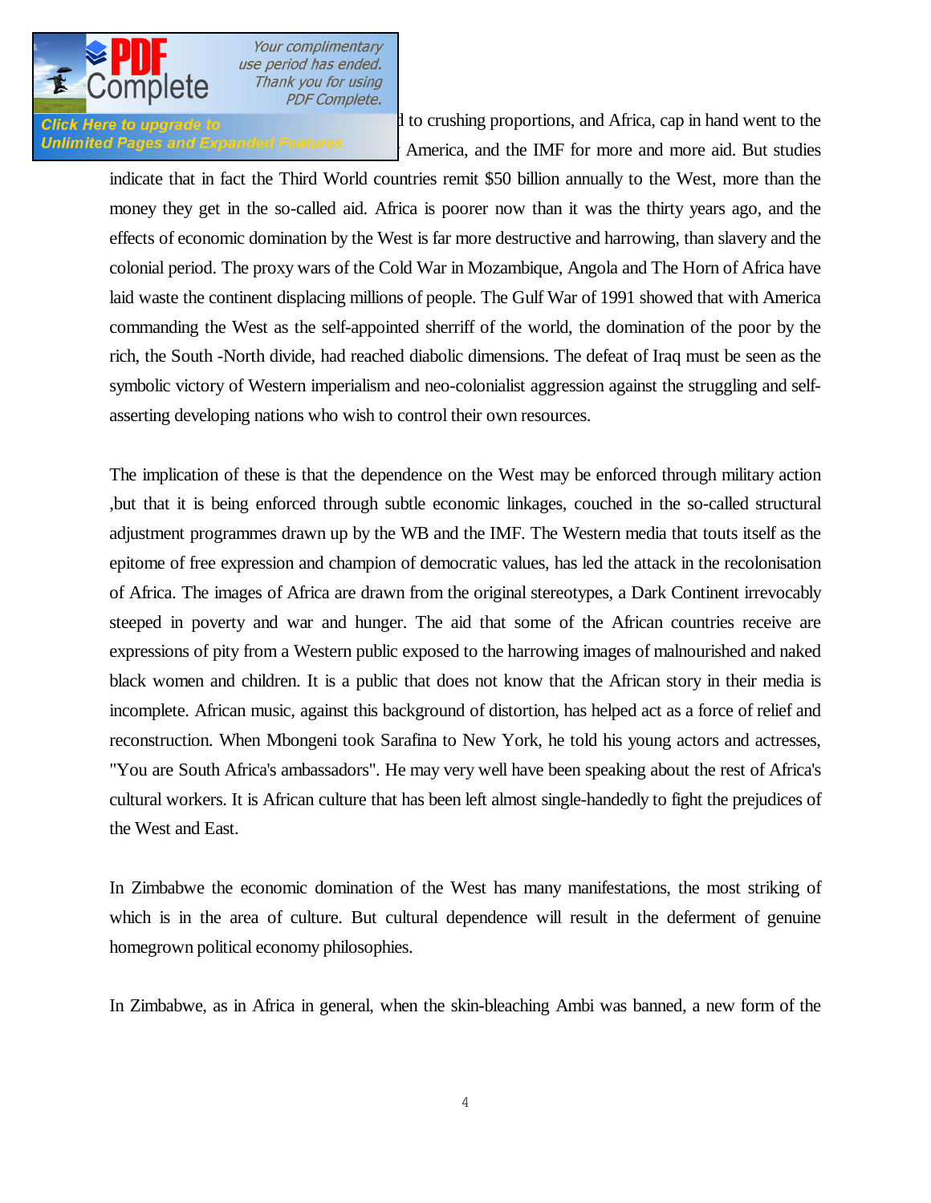d to crushing proportions, and Africa, cap in hand went to the America, and the IMF for more and more aid. But studies indicate that in fact the Third World countries remit $50 billion annually to the West, more than the money they get in the so-called aid. Africa is poorer now than it was the thirty years ago, and the effects of economic domination by the West is far more destructive and harrowing, than slavery and the colonial period. The proxy wars of the Cold War in Mozambique, Angola and The Horn of Africa have laid waste the continent displacing millions of people. The Gulf War of 1991 showed that with America commanding the West as the self-appointed sherriff of the world, the domination of the poor by the rich, the South -North divide, had reached diabolic dimensions. The defeat of Iraq must be seen as the symbolic victory of Western imperialism and neo-colonialist aggression against the struggling and self-asserting developing nations who wish to control their own resources.

The implication of these is that the dependence on the West may be enforced through military action ,but that it is being enforced through subtle economic linkages, couched in the so-called structural adjustment programmes drawn up by the WB and the IMF. The Western media that touts itself as the epitome of free expression and champion of democratic values, has led the attack in the recolonisation of Africa. The images of Africa are drawn from the original stereotypes, a Dark Continent irrevocably steeped in poverty and war and hunger. The aid that some of the African countries receive are expressions of pity from a Western public exposed to the harrowing images of malnourished and naked black women and children. It is a public that does not know that the African story in their media is incomplete. African music, against this background of distortion, has helped act as a force of relief and reconstruction. When Mbongeni took Sarafina to New York, he told his young actors and actresses, "You are South Africa's ambassadors". He may very well have been speaking about the rest of Africa's cultural workers. It is African culture that has been left almost single-handedly to fight the prejudices of the West and East.

In Zimbabwe the economic domination of the West has many manifestations, the most striking of which is in the area of culture. But cultural dependence will result in the deferment of genuine homegrown political economy philosophies.

In Zimbabwe, as in Africa in general, when the skin-bleaching Ambi was banned, a new form of the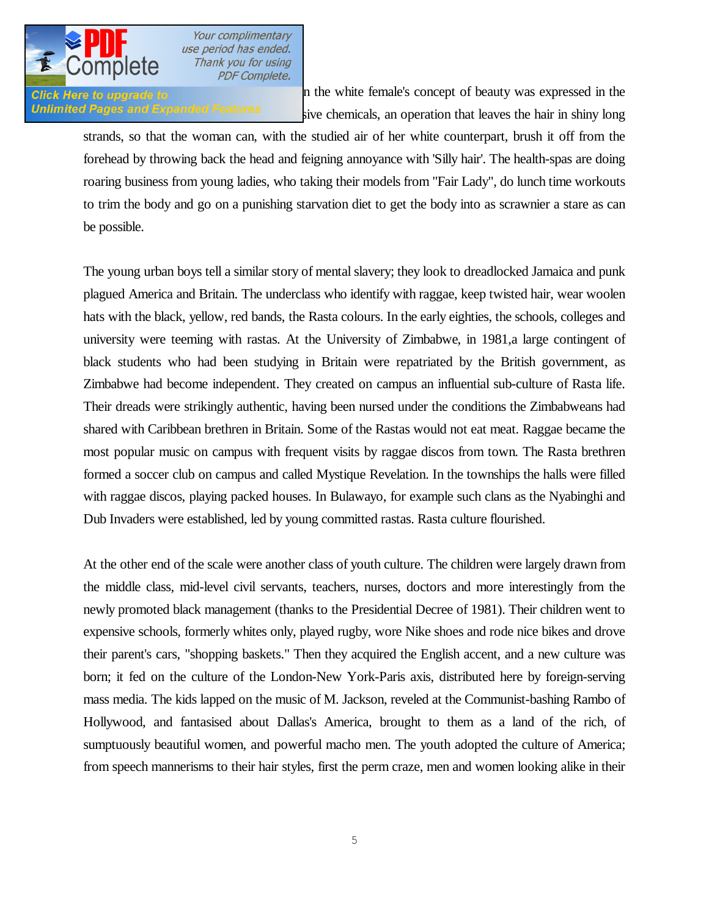n the white female's concept of beauty was expressed in the sive chemicals, an operation that leaves the hair in shiny long strands, so that the woman can, with the studied air of her white counterpart, brush it off from the forehead by throwing back the head and feigning annoyance with 'Silly hair'. The health-spas are doing roaring business from young ladies, who taking their models from "Fair Lady", do lunch time workouts to trim the body and go on a punishing starvation diet to get the body into as scrawnier a stare as can be possible.

The young urban boys tell a similar story of mental slavery; they look to dreadlocked Jamaica and punk plagued America and Britain. The underclass who identify with raggae, keep twisted hair, wear woolen hats with the black, yellow, red bands, the Rasta colours. In the early eighties, the schools, colleges and university were teeming with rastas. At the University of Zimbabwe, in 1981,a large contingent of black students who had been studying in Britain were repatriated by the British government, as Zimbabwe had become independent. They created on campus an influential sub-culture of Rasta life. Their dreads were strikingly authentic, having been nursed under the conditions the Zimbabweans had shared with Caribbean brethren in Britain. Some of the Rastas would not eat meat. Raggae became the most popular music on campus with frequent visits by raggae discos from town. The Rasta brethren formed a soccer club on campus and called Mystique Revelation. In the townships the halls were filled with raggae discos, playing packed houses. In Bulawayo, for example such clans as the Nyabinghi and Dub Invaders were established, led by young committed rastas. Rasta culture flourished.

At the other end of the scale were another class of youth culture. The children were largely drawn from the middle class, mid-level civil servants, teachers, nurses, doctors and more interestingly from the newly promoted black management (thanks to the Presidential Decree of 1981). Their children went to expensive schools, formerly whites only, played rugby, wore Nike shoes and rode nice bikes and drove their parent's cars, "shopping baskets." Then they acquired the English accent, and a new culture was born; it fed on the culture of the London-New York-Paris axis, distributed here by foreign-serving mass media. The kids lapped on the music of M. Jackson, reveled at the Communist-bashing Rambo of Hollywood, and fantasised about Dallas's America, brought to them as a land of the rich, of sumptuously beautiful women, and powerful macho men. The youth adopted the culture of America; from speech mannerisms to their hair styles, first the perm craze, men and women looking alike in their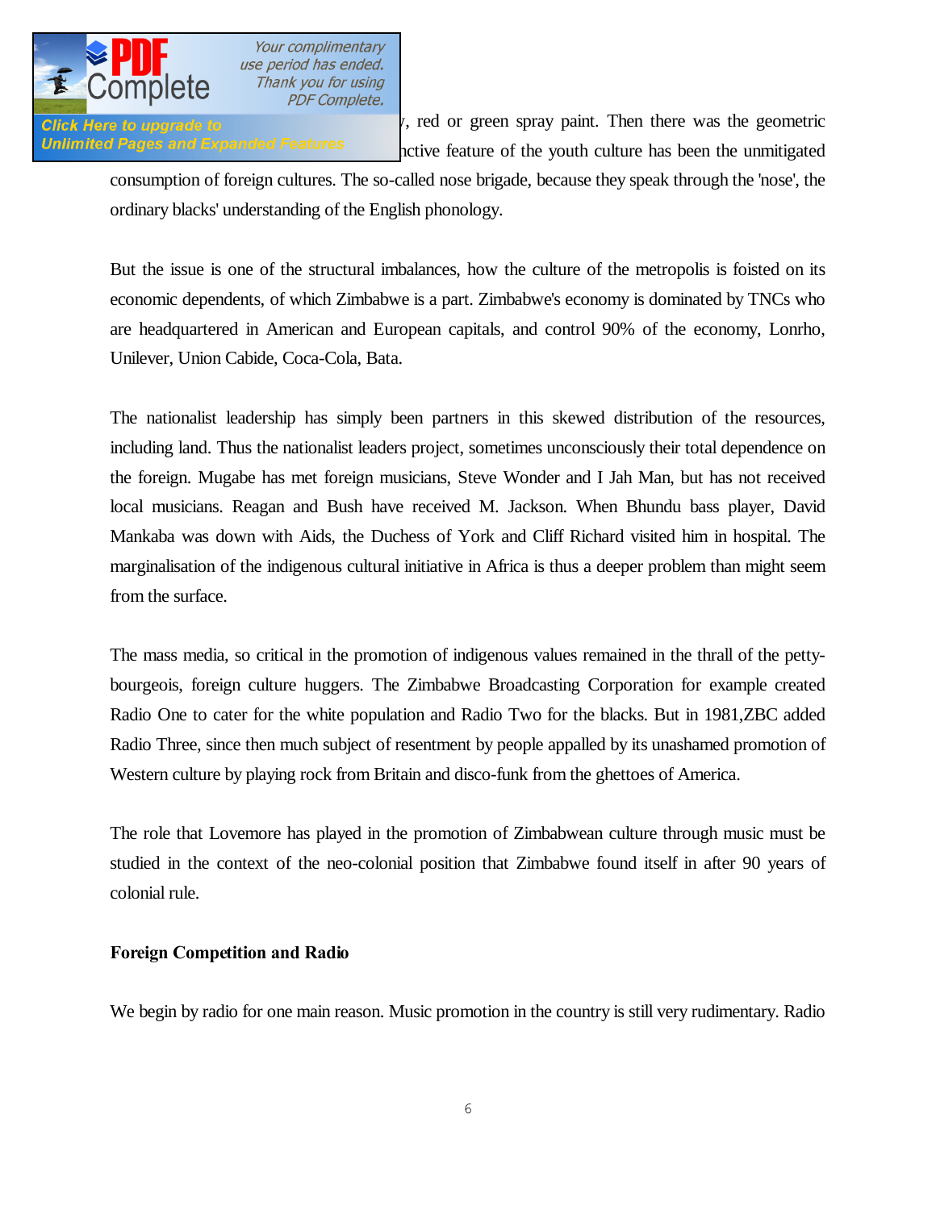, red or green spray paint. Then there was the geometric ... nctive feature of the youth culture has been the unmitigated consumption of foreign cultures. The so-called nose brigade, because they speak through the 'nose', the ordinary blacks' understanding of the English phonology.

But the issue is one of the structural imbalances, how the culture of the metropolis is foisted on its economic dependents, of which Zimbabwe is a part. Zimbabwe's economy is dominated by TNCs who are headquartered in American and European capitals, and control 90% of the economy, Lonrho, Unilever, Union Cabide, Coca-Cola, Bata.

The nationalist leadership has simply been partners in this skewed distribution of the resources, including land. Thus the nationalist leaders project, sometimes unconsciously their total dependence on the foreign. Mugabe has met foreign musicians, Steve Wonder and I Jah Man, but has not received local musicians. Reagan and Bush have received M. Jackson. When Bhundu bass player, David Mankaba was down with Aids, the Duchess of York and Cliff Richard visited him in hospital. The marginalisation of the indigenous cultural initiative in Africa is thus a deeper problem than might seem from the surface.

The mass media, so critical in the promotion of indigenous values remained in the thrall of the petty-bourgeois, foreign culture huggers. The Zimbabwe Broadcasting Corporation for example created Radio One to cater for the white population and Radio Two for the blacks. But in 1981,ZBC added Radio Three, since then much subject of resentment by people appalled by its unashamed promotion of Western culture by playing rock from Britain and disco-funk from the ghettoes of America.

The role that Lovemore has played in the promotion of Zimbabwean culture through music must be studied in the context of the neo-colonial position that Zimbabwe found itself in after 90 years of colonial rule.

**Foreign Competition and Radio**

We begin by radio for one main reason. Music promotion in the country is still very rudimentary. Radio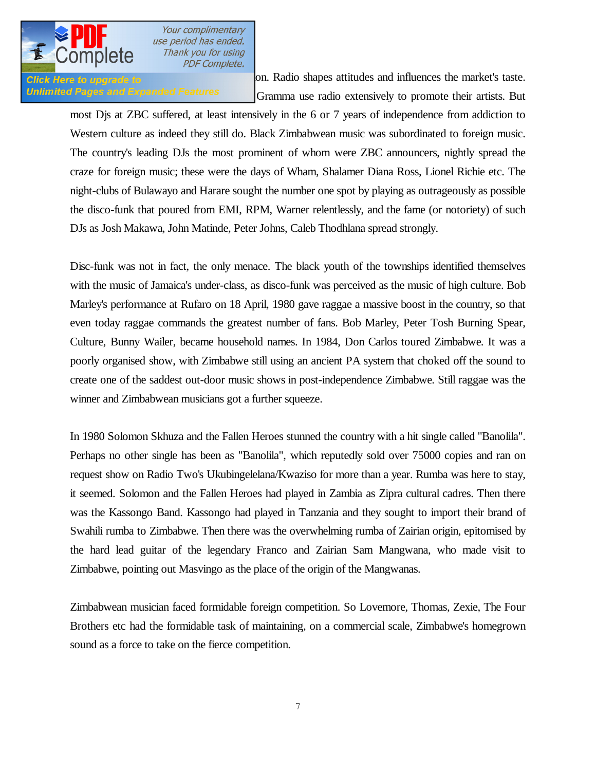on. Radio shapes attitudes and influences the market's taste. Gramma use radio extensively to promote their artists. But most Djs at ZBC suffered, at least intensively in the 6 or 7 years of independence from addiction to Western culture as indeed they still do. Black Zimbabwean music was subordinated to foreign music. The country's leading DJs the most prominent of whom were ZBC announcers, nightly spread the craze for foreign music; these were the days of Wham, Shalamer Diana Ross, Lionel Richie etc. The night-clubs of Bulawayo and Harare sought the number one spot by playing as outrageously as possible the disco-funk that poured from EMI, RPM, Warner relentlessly, and the fame (or notoriety) of such DJs as Josh Makawa, John Matinde, Peter Johns, Caleb Thodhlana spread strongly.

Disc-funk was not in fact, the only menace. The black youth of the townships identified themselves with the music of Jamaica's under-class, as disco-funk was perceived as the music of high culture. Bob Marley's performance at Rufaro on 18 April, 1980 gave raggae a massive boost in the country, so that even today raggae commands the greatest number of fans. Bob Marley, Peter Tosh Burning Spear, Culture, Bunny Wailer, became household names. In 1984, Don Carlos toured Zimbabwe. It was a poorly organised show, with Zimbabwe still using an ancient PA system that choked off the sound to create one of the saddest out-door music shows in post-independence Zimbabwe. Still raggae was the winner and Zimbabwean musicians got a further squeeze.

In 1980 Solomon Skhuza and the Fallen Heroes stunned the country with a hit single called "Banolila". Perhaps no other single has been as "Banolila", which reputedly sold over 75000 copies and ran on request show on Radio Two's Ukubingelelana/Kwaziso for more than a year. Rumba was here to stay, it seemed. Solomon and the Fallen Heroes had played in Zambia as Zipra cultural cadres. Then there was the Kassongo Band. Kassongo had played in Tanzania and they sought to import their brand of Swahili rumba to Zimbabwe. Then there was the overwhelming rumba of Zairian origin, epitomised by the hard lead guitar of the legendary Franco and Zairian Sam Mangwana, who made visit to Zimbabwe, pointing out Masvingo as the place of the origin of the Mangwanas.

Zimbabwean musician faced formidable foreign competition. So Lovemore, Thomas, Zexie, The Four Brothers etc had the formidable task of maintaining, on a commercial scale, Zimbabwe's homegrown sound as a force to take on the fierce competition.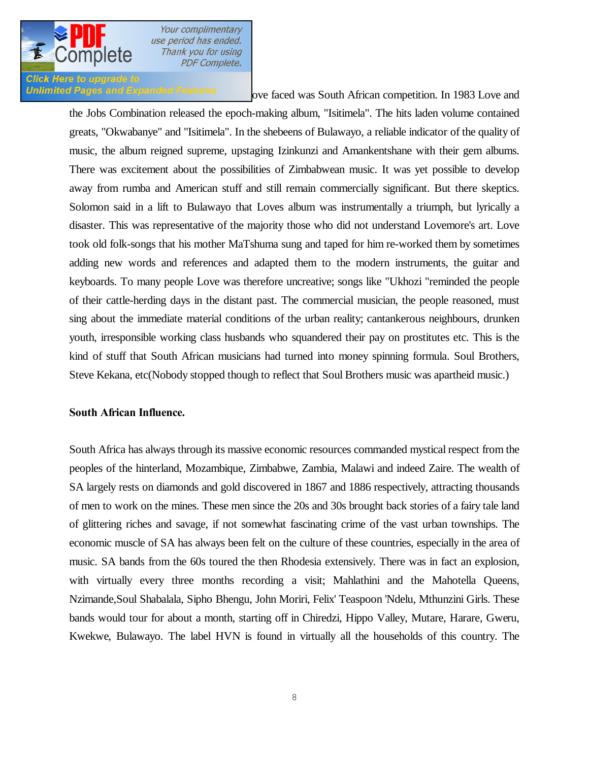ove faced was South African competition. In 1983 Love and the Jobs Combination released the epoch-making album, "Isitimela". The hits laden volume contained greats, "Okwabanye" and "Isitimela". In the shebeens of Bulawayo, a reliable indicator of the quality of music, the album reigned supreme, upstaging Izinkunzi and Amankentshane with their gem albums. There was excitement about the possibilities of Zimbabwean music. It was yet possible to develop away from rumba and American stuff and still remain commercially significant. But there skeptics. Solomon said in a lift to Bulawayo that Loves album was instrumentally a triumph, but lyrically a disaster. This was representative of the majority those who did not understand Lovemore's art. Love took old folk-songs that his mother MaTshuma sung and taped for him re-worked them by sometimes adding new words and references and adapted them to the modern instruments, the guitar and keyboards. To many people Love was therefore uncreative; songs like "Ukhozi "reminded the people of their cattle-herding days in the distant past. The commercial musician, the people reasoned, must sing about the immediate material conditions of the urban reality; cantankerous neighbours, drunken youth, irresponsible working class husbands who squandered their pay on prostitutes etc. This is the kind of stuff that South African musicians had turned into money spinning formula. Soul Brothers, Steve Kekana, etc(Nobody stopped though to reflect that Soul Brothers music was apartheid music.)

**South African Influence.**

South Africa has always through its massive economic resources commanded mystical respect from the peoples of the hinterland, Mozambique, Zimbabwe, Zambia, Malawi and indeed Zaire. The wealth of SA largely rests on diamonds and gold discovered in 1867 and 1886 respectively, attracting thousands of men to work on the mines. These men since the 20s and 30s brought back stories of a fairy tale land of glittering riches and savage, if not somewhat fascinating crime of the vast urban townships. The economic muscle of SA has always been felt on the culture of these countries, especially in the area of music. SA bands from the 60s toured the then Rhodesia extensively. There was in fact an explosion, with virtually every three months recording a visit; Mahlathini and the Mahotella Queens, Nzimande,Soul Shabalala, Sipho Bhengu, John Moriri, Felix' Teaspoon 'Ndelu, Mthunzini Girls. These bands would tour for about a month, starting off in Chiredzi, Hippo Valley, Mutare, Harare, Gweru, Kwekwe, Bulawayo. The label HVN is found in virtually all the households of this country. The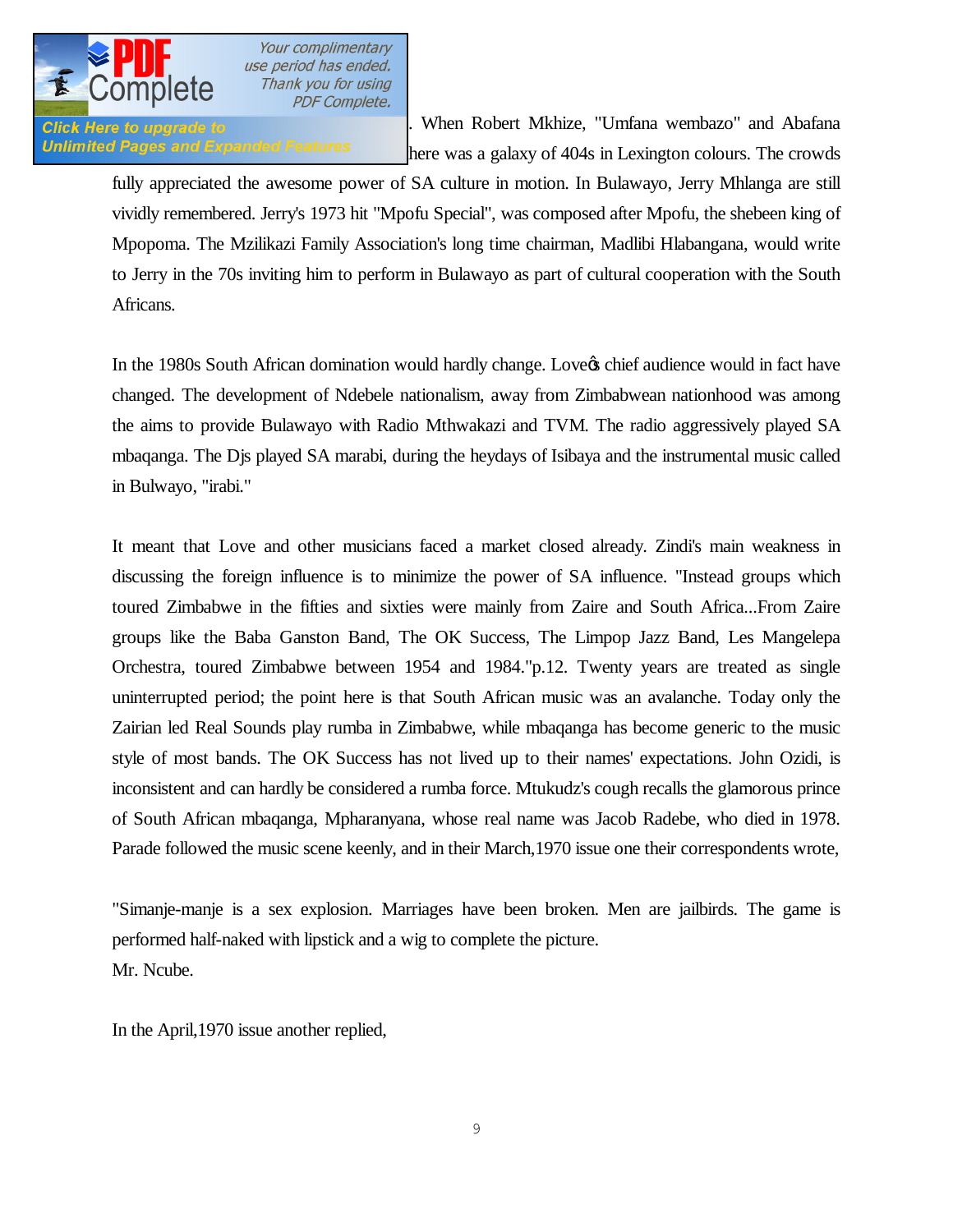. When Robert Mkhize, "Umfana wembazo" and Abafana here was a galaxy of 404s in Lexington colours. The crowds fully appreciated the awesome power of SA culture in motion. In Bulawayo, Jerry Mhlanga are still vividly remembered. Jerry's 1973 hit "Mpofu Special", was composed after Mpofu, the shebeen king of Mpopoma. The Mzilikazi Family Association's long time chairman, Madlibi Hlabangana, would write to Jerry in the 70s inviting him to perform in Bulawayo as part of cultural cooperation with the South Africans.

In the 1980s South African domination would hardly change. Love�s chief audience would in fact have changed. The development of Ndebele nationalism, away from Zimbabwean nationhood was among the aims to provide Bulawayo with Radio Mthwakazi and TVM. The radio aggressively played SA mbaqanga. The Djs played SA marabi, during the heydays of Isibaya and the instrumental music called in Bulwayo, "irabi."

It meant that Love and other musicians faced a market closed already. Zindi's main weakness in discussing the foreign influence is to minimize the power of SA influence. "Instead groups which toured Zimbabwe in the fifties and sixties were mainly from Zaire and South Africa...From Zaire groups like the Baba Ganston Band, The OK Success, The Limpop Jazz Band, Les Mangelepa Orchestra, toured Zimbabwe between 1954 and 1984."p.12. Twenty years are treated as single uninterrupted period; the point here is that South African music was an avalanche. Today only the Zairian led Real Sounds play rumba in Zimbabwe, while mbaqanga has become generic to the music style of most bands. The OK Success has not lived up to their names' expectations. John Ozidi, is inconsistent and can hardly be considered a rumba force. Mtukudz's cough recalls the glamorous prince of South African mbaqanga, Mpharanyana, whose real name was Jacob Radebe, who died in 1978. Parade followed the music scene keenly, and in their March,1970 issue one their correspondents wrote,

"Simanje-manje is a sex explosion. Marriages have been broken. Men are jailbirds. The game is performed half-naked with lipstick and a wig to complete the picture.
Mr. Ncube.

In the April,1970 issue another replied,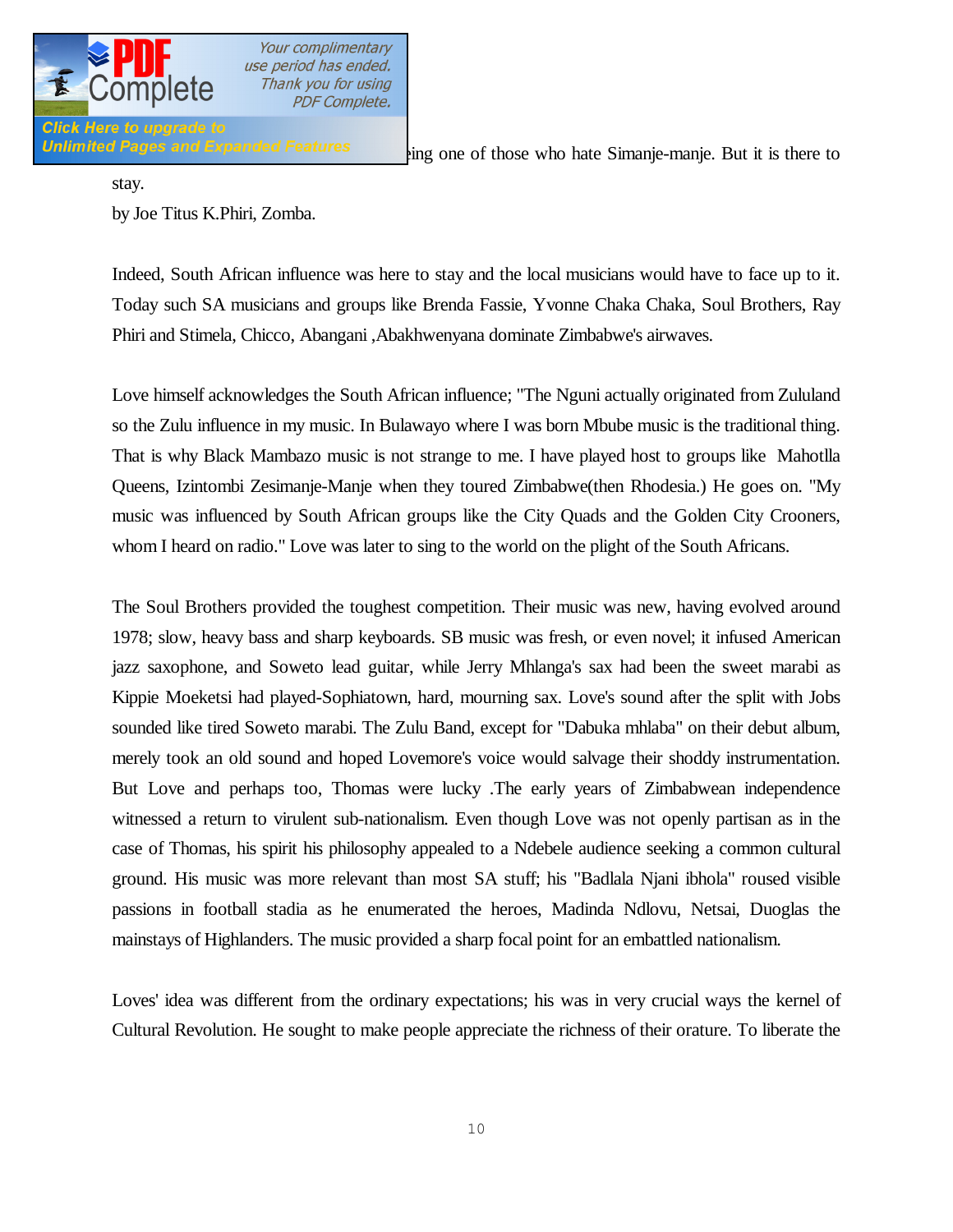ing one of those who hate Simanje-manje. But it is there to stay.

by Joe Titus K.Phiri, Zomba.

Indeed, South African influence was here to stay and the local musicians would have to face up to it. Today such SA musicians and groups like Brenda Fassie, Yvonne Chaka Chaka, Soul Brothers, Ray Phiri and Stimela, Chicco, Abangani ,Abakhwenyana dominate Zimbabwe's airwaves.

Love himself acknowledges the South African influence; "The Nguni actually originated from Zululand so the Zulu influence in my music. In Bulawayo where I was born Mbube music is the traditional thing. That is why Black Mambazo music is not strange to me. I have played host to groups like Mahotlla Queens, Izintombi Zesimanje-Manje when they toured Zimbabwe(then Rhodesia.) He goes on. "My music was influenced by South African groups like the City Quads and the Golden City Crooners, whom I heard on radio." Love was later to sing to the world on the plight of the South Africans.

The Soul Brothers provided the toughest competition. Their music was new, having evolved around 1978; slow, heavy bass and sharp keyboards. SB music was fresh, or even novel; it infused American jazz saxophone, and Soweto lead guitar, while Jerry Mhlanga's sax had been the sweet marabi as Kippie Moeketsi had played-Sophiatown, hard, mourning sax. Love's sound after the split with Jobs sounded like tired Soweto marabi. The Zulu Band, except for "Dabuka mhlaba" on their debut album, merely took an old sound and hoped Lovemore's voice would salvage their shoddy instrumentation. But Love and perhaps too, Thomas were lucky .The early years of Zimbabwean independence witnessed a return to virulent sub-nationalism. Even though Love was not openly partisan as in the case of Thomas, his spirit his philosophy appealed to a Ndebele audience seeking a common cultural ground. His music was more relevant than most SA stuff; his "Badlala Njani ibhola" roused visible passions in football stadia as he enumerated the heroes, Madinda Ndlovu, Netsai, Duoglas the mainstays of Highlanders. The music provided a sharp focal point for an embattled nationalism.

Loves' idea was different from the ordinary expectations; his was in very crucial ways the kernel of Cultural Revolution. He sought to make people appreciate the richness of their orature. To liberate the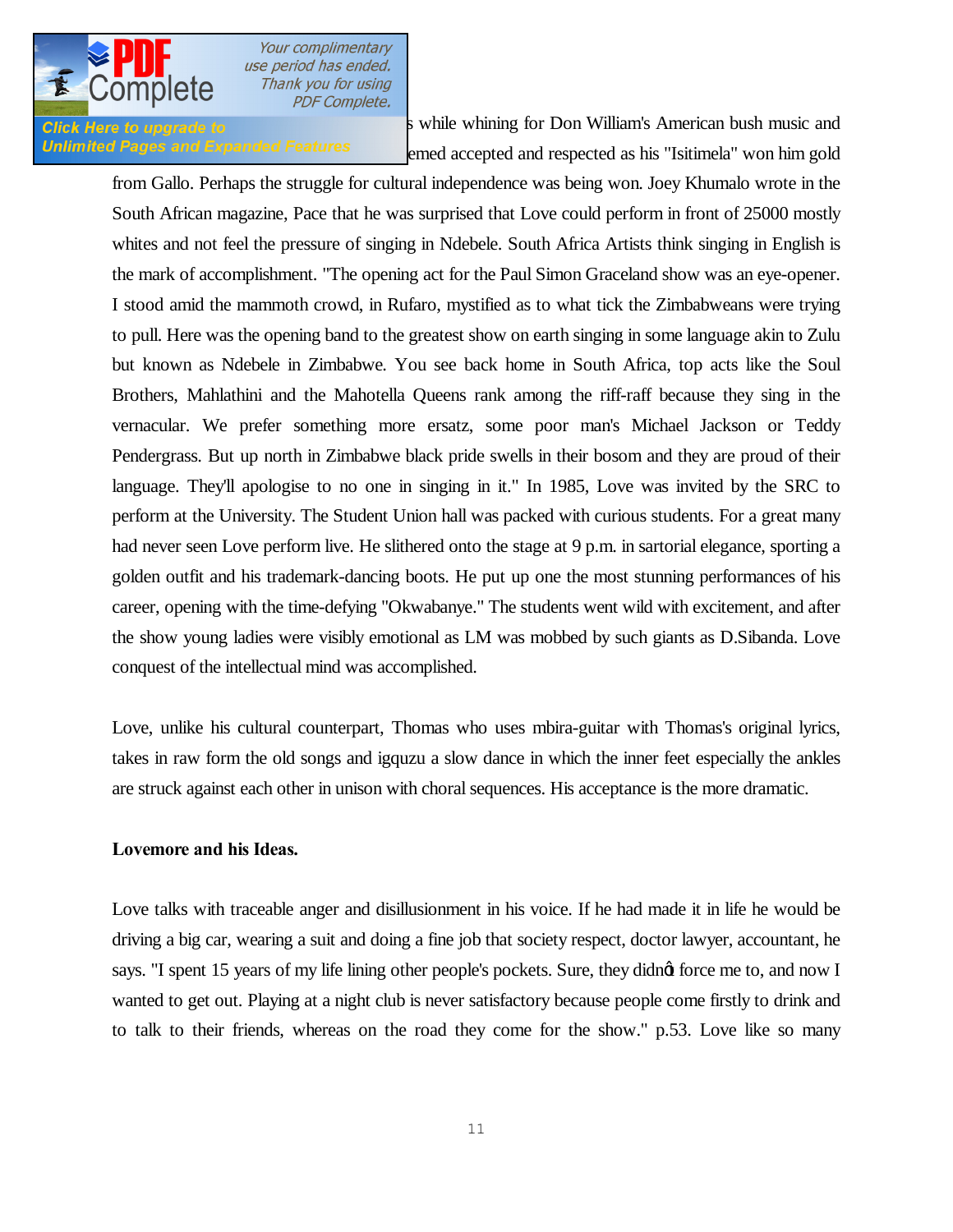s while whining for Don William's American bush music and emed accepted and respected as his "Isitimela" won him gold from Gallo. Perhaps the struggle for cultural independence was being won. Joey Khumalo wrote in the South African magazine, Pace that he was surprised that Love could perform in front of 25000 mostly whites and not feel the pressure of singing in Ndebele. South Africa Artists think singing in English is the mark of accomplishment. "The opening act for the Paul Simon Graceland show was an eye-opener. I stood amid the mammoth crowd, in Rufaro, mystified as to what tick the Zimbabweans were trying to pull. Here was the opening band to the greatest show on earth singing in some language akin to Zulu but known as Ndebele in Zimbabwe. You see back home in South Africa, top acts like the Soul Brothers, Mahlathini and the Mahotella Queens rank among the riff-raff because they sing in the vernacular. We prefer something more ersatz, some poor man's Michael Jackson or Teddy Pendergrass. But up north in Zimbabwe black pride swells in their bosom and they are proud of their language. They'll apologise to no one in singing in it." In 1985, Love was invited by the SRC to perform at the University. The Student Union hall was packed with curious students. For a great many had never seen Love perform live. He slithered onto the stage at 9 p.m. in sartorial elegance, sporting a golden outfit and his trademark-dancing boots. He put up one the most stunning performances of his career, opening with the time-defying "Okwabanye." The students went wild with excitement, and after the show young ladies were visibly emotional as LM was mobbed by such giants as D.Sibanda. Love conquest of the intellectual mind was accomplished.

Love, unlike his cultural counterpart, Thomas who uses mbira-guitar with Thomas's original lyrics, takes in raw form the old songs and igquzu a slow dance in which the inner feet especially the ankles are struck against each other in unison with choral sequences. His acceptance is the more dramatic.

**Lovemore and his Ideas.**

Love talks with traceable anger and disillusionment in his voice. If he had made it in life he would be driving a big car, wearing a suit and doing a fine job that society respect, doctor lawyer, accountant, he says. "I spent 15 years of my life lining other people's pockets. Sure, they didn't force me to, and now I wanted to get out. Playing at a night club is never satisfactory because people come firstly to drink and to talk to their friends, whereas on the road they come for the show." p.53. Love like so many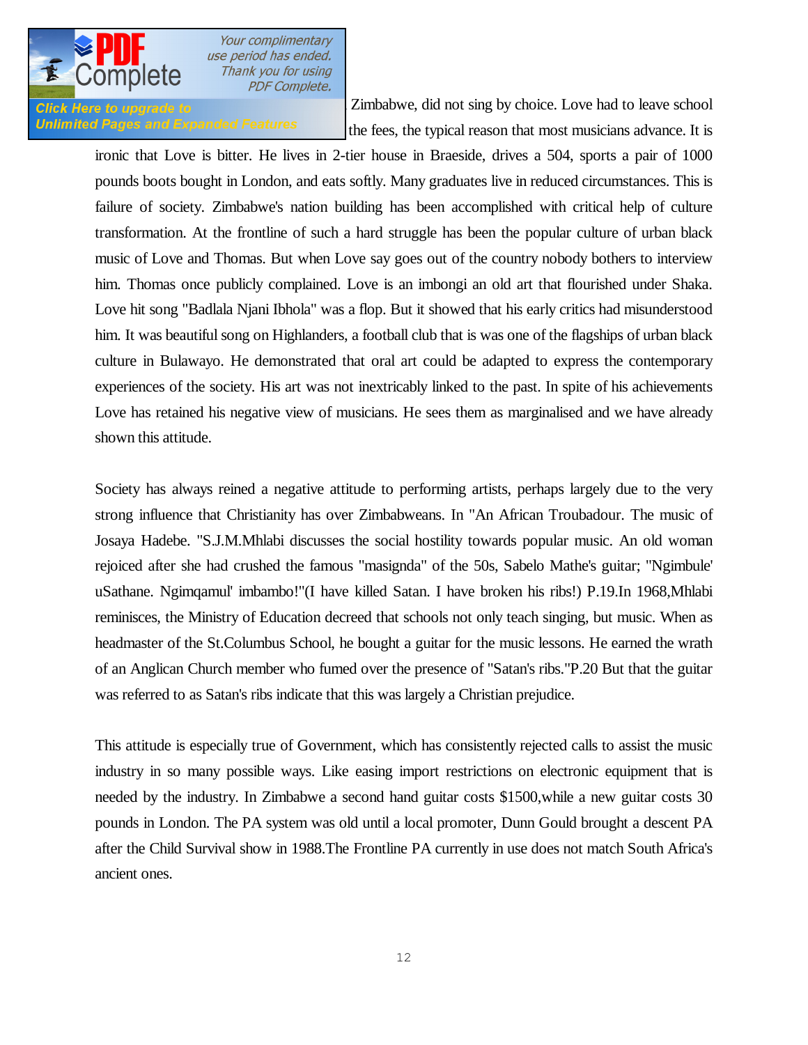Zimbabwe, did not sing by choice. Love had to leave school the fees, the typical reason that most musicians advance. It is ironic that Love is bitter. He lives in 2-tier house in Braeside, drives a 504, sports a pair of 1000 pounds boots bought in London, and eats softly. Many graduates live in reduced circumstances. This is failure of society. Zimbabwe's nation building has been accomplished with critical help of culture transformation. At the frontline of such a hard struggle has been the popular culture of urban black music of Love and Thomas. But when Love say goes out of the country nobody bothers to interview him. Thomas once publicly complained. Love is an imbongi an old art that flourished under Shaka. Love hit song "Badlala Njani Ibhola" was a flop. But it showed that his early critics had misunderstood him. It was beautiful song on Highlanders, a football club that is was one of the flagships of urban black culture in Bulawayo. He demonstrated that oral art could be adapted to express the contemporary experiences of the society. His art was not inextricably linked to the past. In spite of his achievements Love has retained his negative view of musicians. He sees them as marginalised and we have already shown this attitude.

Society has always reined a negative attitude to performing artists, perhaps largely due to the very strong influence that Christianity has over Zimbabweans. In "An African Troubadour. The music of Josaya Hadebe. "S.J.M.Mhlabi discusses the social hostility towards popular music. An old woman rejoiced after she had crushed the famous "masignda" of the 50s, Sabelo Mathe's guitar; "Ngimbule' uSathane. Ngimqamul' imbambo!"(I have killed Satan. I have broken his ribs!) P.19.In 1968,Mhlabi reminisces, the Ministry of Education decreed that schools not only teach singing, but music. When as headmaster of the St.Columbus School, he bought a guitar for the music lessons. He earned the wrath of an Anglican Church member who fumed over the presence of "Satan's ribs."P.20 But that the guitar was referred to as Satan's ribs indicate that this was largely a Christian prejudice.

This attitude is especially true of Government, which has consistently rejected calls to assist the music industry in so many possible ways. Like easing import restrictions on electronic equipment that is needed by the industry. In Zimbabwe a second hand guitar costs $1500,while a new guitar costs 30 pounds in London. The PA system was old until a local promoter, Dunn Gould brought a descent PA after the Child Survival show in 1988.The Frontline PA currently in use does not match South Africa's ancient ones.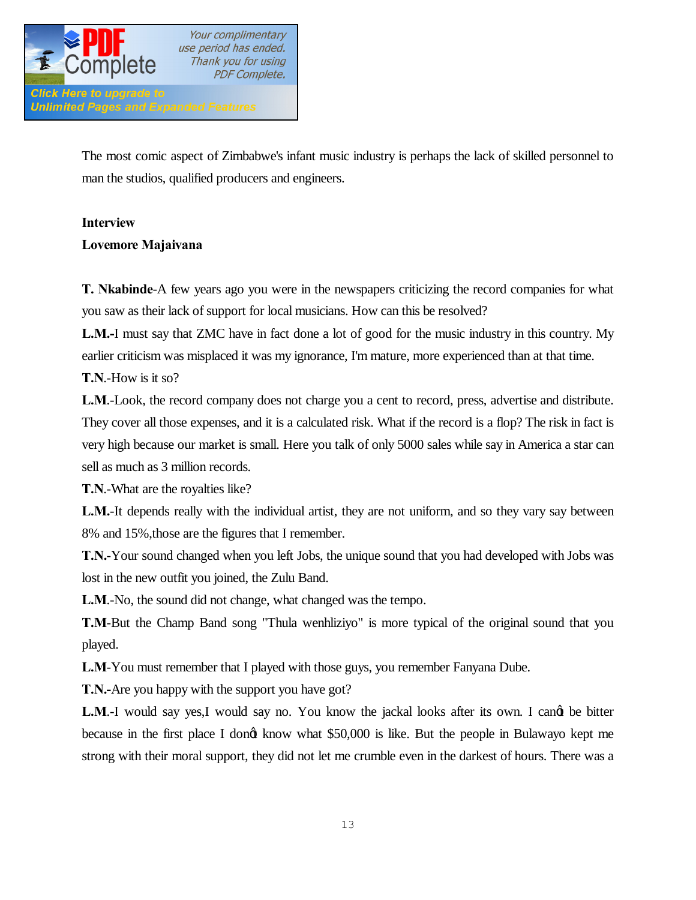The most comic aspect of Zimbabwe's infant music industry is perhaps the lack of skilled personnel to man the studios, qualified producers and engineers.

**Interview**

**Lovemore Majaivana**

**T. Nkabinde**-A few years ago you were in the newspapers criticizing the record companies for what you saw as their lack of support for local musicians. How can this be resolved?

**L.M.-**I must say that ZMC have in fact done a lot of good for the music industry in this country. My earlier criticism was misplaced it was my ignorance, I'm mature, more experienced than at that time.

**T.N**.-How is it so?

**L.M**.-Look, the record company does not charge you a cent to record, press, advertise and distribute. They cover all those expenses, and it is a calculated risk. What if the record is a flop? The risk in fact is very high because our market is small. Here you talk of only 5000 sales while say in America a star can sell as much as 3 million records.

**T.N**.-What are the royalties like?

**L.M.**-It depends really with the individual artist, they are not uniform, and so they vary say between 8% and 15%,those are the figures that I remember.

**T.N.-**Your sound changed when you left Jobs, the unique sound that you had developed with Jobs was lost in the new outfit you joined, the Zulu Band.

**L.M**.-No, the sound did not change, what changed was the tempo.

**T.M**-But the Champ Band song "Thula wenhliziyo" is more typical of the original sound that you played.

**L.M**-You must remember that I played with those guys, you remember Fanyana Dube.

**T.N.-**Are you happy with the support you have got?

**L.M**.-I would say yes,I would say no. You know the jackal looks after its own. I canọt be bitter because in the first place I donọt know what $50,000 is like. But the people in Bulawayo kept me strong with their moral support, they did not let me crumble even in the darkest of hours. There was a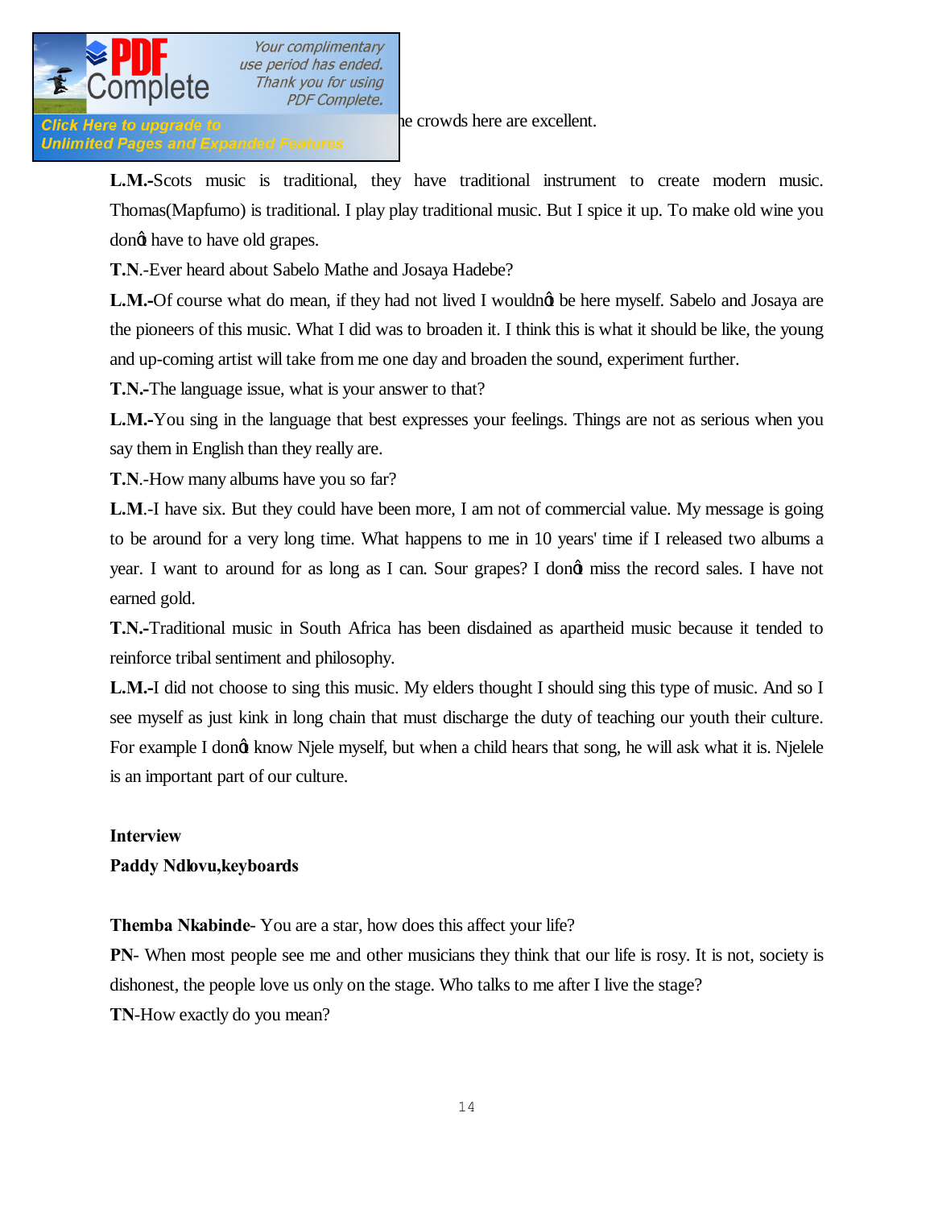he crowds here are excellent.

**L.M.-**Scots music is traditional, they have traditional instrument to create modern music. Thomas(Mapfumo) is traditional. I play play traditional music. But I spice it up. To make old wine you donӯt have to have old grapes.

**T.N**.-Ever heard about Sabelo Mathe and Josaya Hadebe?

**L.M.-**Of course what do mean, if they had not lived I wouldnӯt be here myself. Sabelo and Josaya are the pioneers of this music. What I did was to broaden it. I think this is what it should be like, the young and up-coming artist will take from me one day and broaden the sound, experiment further.

**T.N.-**The language issue, what is your answer to that?

**L.M.-**You sing in the language that best expresses your feelings. Things are not as serious when you say them in English than they really are.

**T.N**.-How many albums have you so far?

**L.M**.-I have six. But they could have been more, I am not of commercial value. My message is going to be around for a very long time. What happens to me in 10 years' time if I released two albums a year. I want to around for as long as I can. Sour grapes? I donӯt miss the record sales. I have not earned gold.

**T.N.-**Traditional music in South Africa has been disdained as apartheid music because it tended to reinforce tribal sentiment and philosophy.

**L.M.-**I did not choose to sing this music. My elders thought I should sing this type of music. And so I see myself as just kink in long chain that must discharge the duty of teaching our youth their culture. For example I donӯt know Njele myself, but when a child hears that song, he will ask what it is. Njelele is an important part of our culture.

**Interview**

**Paddy Ndlovu,keyboards**

**Themba Nkabinde**- You are a star, how does this affect your life?

**PN**- When most people see me and other musicians they think that our life is rosy. It is not, society is dishonest, the people love us only on the stage. Who talks to me after I live the stage?

**TN**-How exactly do you mean?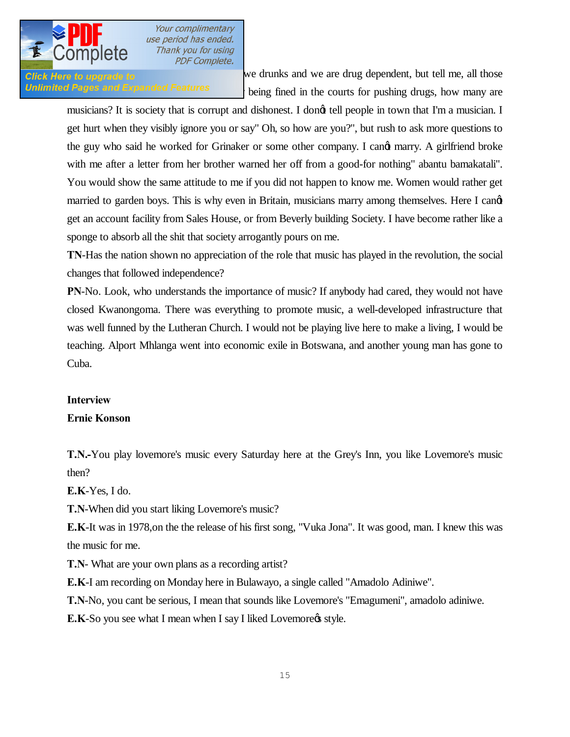we drunks and we are drug dependent, but tell me, all those being fined in the courts for pushing drugs, how many are musicians? It is society that is corrupt and dishonest. I donὰt tell people in town that I'm a musician. I get hurt when they visibly ignore you or say" Oh, so how are you?", but rush to ask more questions to the guy who said he worked for Grinaker or some other company. I canὰt marry. A girlfriend broke with me after a letter from her brother warned her off from a good-for nothing" abantu bamakatali". You would show the same attitude to me if you did not happen to know me. Women would rather get married to garden boys. This is why even in Britain, musicians marry among themselves. Here I canὰt get an account facility from Sales House, or from Beverly building Society. I have become rather like a sponge to absorb all the shit that society arrogantly pours on me.

**TN**-Has the nation shown no appreciation of the role that music has played in the revolution, the social changes that followed independence?

**PN**-No. Look, who understands the importance of music? If anybody had cared, they would not have closed Kwanongoma. There was everything to promote music, a well-developed infrastructure that was well funned by the Lutheran Church. I would not be playing live here to make a living, I would be teaching. Alport Mhlanga went into economic exile in Botswana, and another young man has gone to Cuba.

**Interview**

**Ernie Konson**

**T.N.**-You play lovemore's music every Saturday here at the Grey's Inn, you like Lovemore's music then?

**E.K**-Yes, I do.

**T.N**-When did you start liking Lovemore's music?

**E.K**-It was in 1978,on the the release of his first song, "Vuka Jona". It was good, man. I knew this was the music for me.

**T.N**- What are your own plans as a recording artist?

**E.K**-I am recording on Monday here in Bulawayo, a single called "Amadolo Adiniwe".

**T.N**-No, you cant be serious, I mean that sounds like Lovemore's "Emagumeni", amadolo adiniwe.

**E.K**-So you see what I mean when I say I liked Lovemoreὰs style.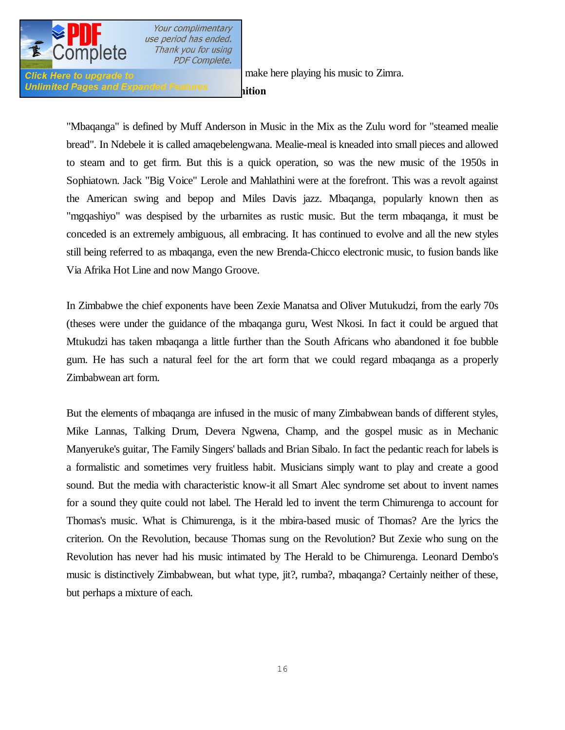make here playing his music to Zimra.

**nition**

"Mbaqanga" is defined by Muff Anderson in Music in the Mix as the Zulu word for "steamed mealie bread". In Ndebele it is called amaqebelengwana. Mealie-meal is kneaded into small pieces and allowed to steam and to get firm. But this is a quick operation, so was the new music of the 1950s in Sophiatown. Jack "Big Voice" Lerole and Mahlathini were at the forefront. This was a revolt against the American swing and bepop and Miles Davis jazz. Mbaqanga, popularly known then as "mgqashiyo" was despised by the urbarnites as rustic music. But the term mbaqanga, it must be conceded is an extremely ambiguous, all embracing. It has continued to evolve and all the new styles still being referred to as mbaqanga, even the new Brenda-Chicco electronic music, to fusion bands like Via Afrika Hot Line and now Mango Groove.

In Zimbabwe the chief exponents have been Zexie Manatsa and Oliver Mutukudzi, from the early 70s (theses were under the guidance of the mbaqanga guru, West Nkosi. In fact it could be argued that Mtukudzi has taken mbaqanga a little further than the South Africans who abandoned it foe bubble gum. He has such a natural feel for the art form that we could regard mbaqanga as a properly Zimbabwean art form.

But the elements of mbaqanga are infused in the music of many Zimbabwean bands of different styles, Mike Lannas, Talking Drum, Devera Ngwena, Champ, and the gospel music as in Mechanic Manyeruke's guitar, The Family Singers' ballads and Brian Sibalo. In fact the pedantic reach for labels is a formalistic and sometimes very fruitless habit. Musicians simply want to play and create a good sound. But the media with characteristic know-it all Smart Alec syndrome set about to invent names for a sound they quite could not label. The Herald led to invent the term Chimurenga to account for Thomas's music. What is Chimurenga, is it the mbira-based music of Thomas? Are the lyrics the criterion. On the Revolution, because Thomas sung on the Revolution? But Zexie who sung on the Revolution has never had his music intimated by The Herald to be Chimurenga. Leonard Dembo's music is distinctively Zimbabwean, but what type, jit?, rumba?, mbaqanga? Certainly neither of these, but perhaps a mixture of each.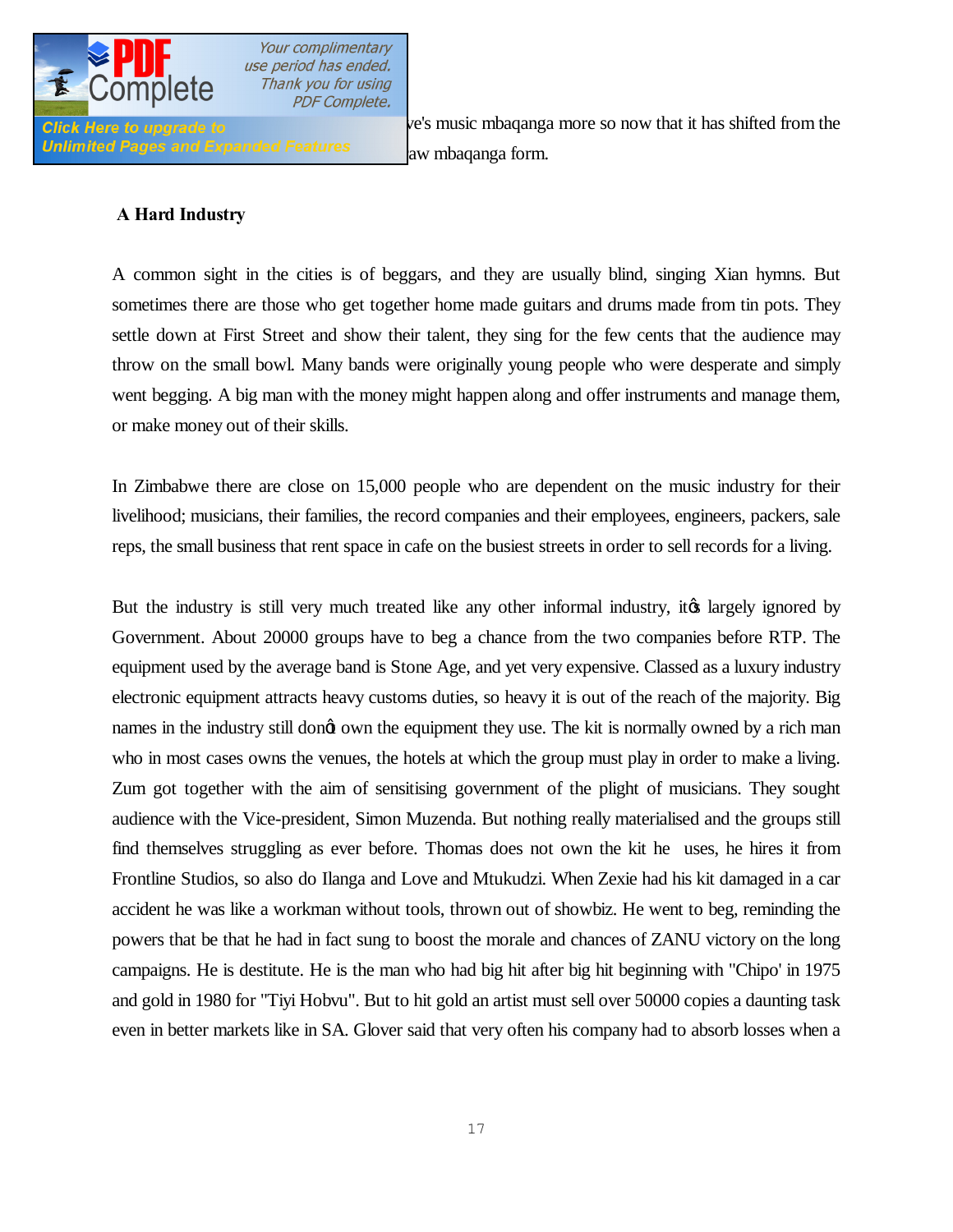ve's music mbaqanga more so now that it has shifted from the aw mbaqanga form.

## A Hard Industry

A common sight in the cities is of beggars, and they are usually blind, singing Xian hymns. But sometimes there are those who get together home made guitars and drums made from tin pots. They settle down at First Street and show their talent, they sing for the few cents that the audience may throw on the small bowl. Many bands were originally young people who were desperate and simply went begging. A big man with the money might happen along and offer instruments and manage them, or make money out of their skills.

In Zimbabwe there are close on 15,000 people who are dependent on the music industry for their livelihood; musicians, their families, the record companies and their employees, engineers, packers, sale reps, the small business that rent space in cafe on the busiest streets in order to sell records for a living.

But the industry is still very much treated like any other informal industry, itφs largely ignored by Government. About 20000 groups have to beg a chance from the two companies before RTP. The equipment used by the average band is Stone Age, and yet very expensive. Classed as a luxury industry electronic equipment attracts heavy customs duties, so heavy it is out of the reach of the majority. Big names in the industry still donφt own the equipment they use. The kit is normally owned by a rich man who in most cases owns the venues, the hotels at which the group must play in order to make a living. Zum got together with the aim of sensitising government of the plight of musicians. They sought audience with the Vice-president, Simon Muzenda. But nothing really materialised and the groups still find themselves struggling as ever before. Thomas does not own the kit he uses, he hires it from Frontline Studios, so also do Ilanga and Love and Mtukudzi. When Zexie had his kit damaged in a car accident he was like a workman without tools, thrown out of showbiz. He went to beg, reminding the powers that be that he had in fact sung to boost the morale and chances of ZANU victory on the long campaigns. He is destitute. He is the man who had big hit after big hit beginning with "Chipo' in 1975 and gold in 1980 for "Tiyi Hobvu". But to hit gold an artist must sell over 50000 copies a daunting task even in better markets like in SA. Glover said that very often his company had to absorb losses when a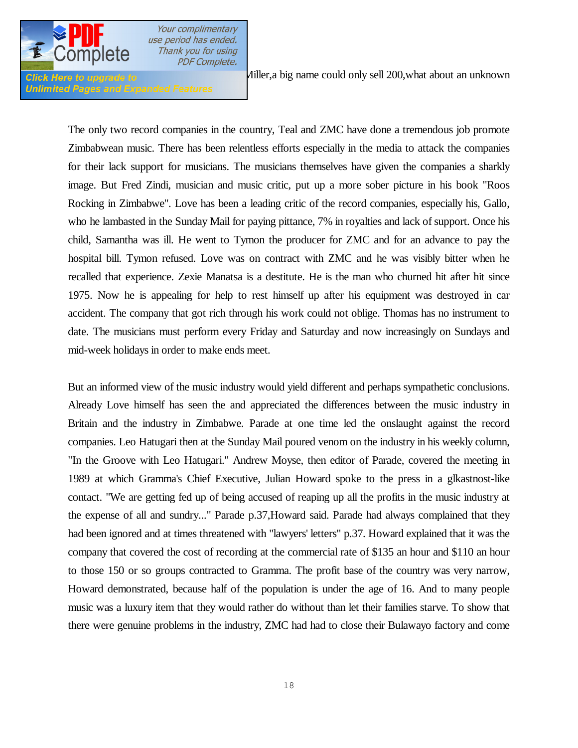Miller,a big name could only sell 200,what about an unknown

The only two record companies in the country, Teal and ZMC have done a tremendous job promote Zimbabwean music. There has been relentless efforts especially in the media to attack the companies for their lack support for musicians. The musicians themselves have given the companies a sharkly image. But Fred Zindi, musician and music critic, put up a more sober picture in his book "Roos Rocking in Zimbabwe". Love has been a leading critic of the record companies, especially his, Gallo, who he lambasted in the Sunday Mail for paying pittance, 7% in royalties and lack of support. Once his child, Samantha was ill. He went to Tymon the producer for ZMC and for an advance to pay the hospital bill. Tymon refused. Love was on contract with ZMC and he was visibly bitter when he recalled that experience. Zexie Manatsa is a destitute. He is the man who churned hit after hit since 1975. Now he is appealing for help to rest himself up after his equipment was destroyed in car accident. The company that got rich through his work could not oblige. Thomas has no instrument to date. The musicians must perform every Friday and Saturday and now increasingly on Sundays and mid-week holidays in order to make ends meet.

But an informed view of the music industry would yield different and perhaps sympathetic conclusions. Already Love himself has seen the and appreciated the differences between the music industry in Britain and the industry in Zimbabwe. Parade at one time led the onslaught against the record companies. Leo Hatugari then at the Sunday Mail poured venom on the industry in his weekly column, "In the Groove with Leo Hatugari." Andrew Moyse, then editor of Parade, covered the meeting in 1989 at which Gramma's Chief Executive, Julian Howard spoke to the press in a glkastnost-like contact. "We are getting fed up of being accused of reaping up all the profits in the music industry at the expense of all and sundry..." Parade p.37,Howard said. Parade had always complained that they had been ignored and at times threatened with "lawyers' letters" p.37. Howard explained that it was the company that covered the cost of recording at the commercial rate of $135 an hour and $110 an hour to those 150 or so groups contracted to Gramma. The profit base of the country was very narrow, Howard demonstrated, because half of the population is under the age of 16. And to many people music was a luxury item that they would rather do without than let their families starve. To show that there were genuine problems in the industry, ZMC had had to close their Bulawayo factory and come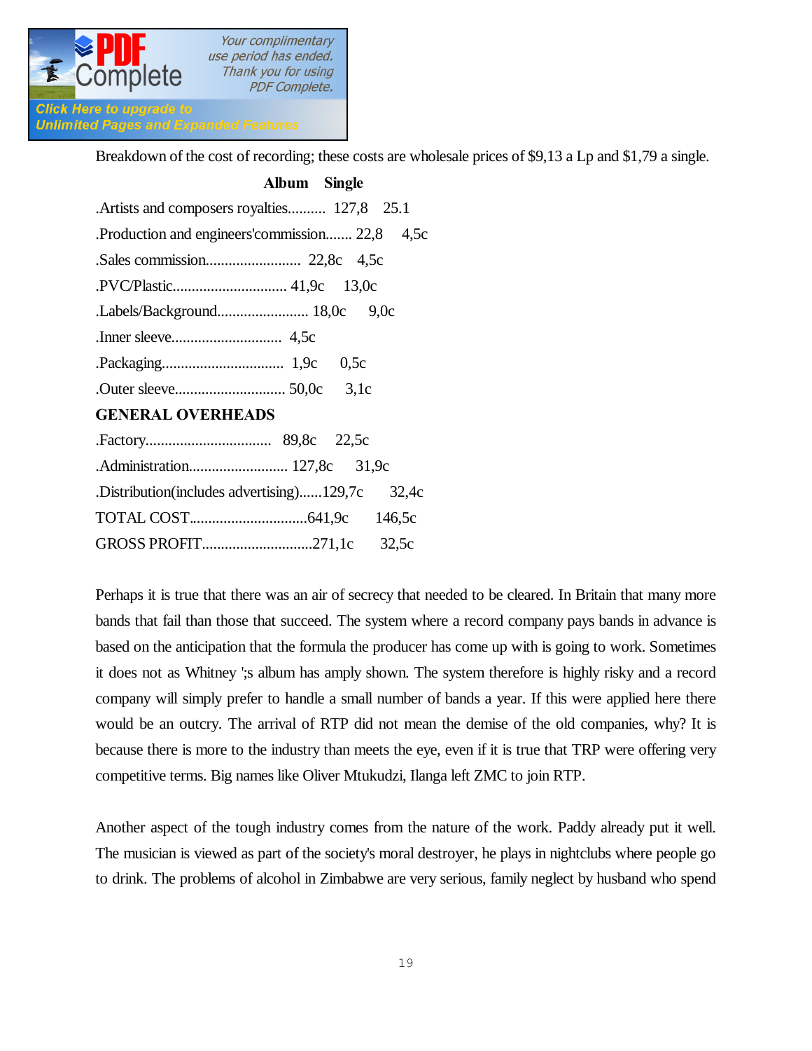Breakdown of the cost of recording; these costs are wholesale prices of $9,13 a Lp and $1,79 a single.

| | Album | Single |
|---|---|---|
| .Artists and composers royalties.......... | 127,8 | 25.1 |
| .Production and engineers'commission....... | 22,8 | 4,5c |
| .Sales commission......................... | 22,8c | 4,5c |
| .PVC/Plastic............................. | 41,9c | 13,0c |
| .Labels/Background........................ | 18,0c | 9,0c |
| .Inner sleeve............................ | 4,5c | |
| .Packaging................................ | 1,9c | 0,5c |
| .Outer sleeve............................. | 50,0c | 3,1c |
| **GENERAL OVERHEADS** | | |
| .Factory................................. | 89,8c | 22,5c |
| .Administration.......................... | 127,8c | 31,9c |
| .Distribution(includes advertising)...... | 129,7c | 32,4c |
| TOTAL COST.............................. | 641,9c | 146,5c |
| GROSS PROFIT............................ | 271,1c | 32,5c |

Perhaps it is true that there was an air of secrecy that needed to be cleared. In Britain that many more bands that fail than those that succeed. The system where a record company pays bands in advance is based on the anticipation that the formula the producer has come up with is going to work. Sometimes it does not as Whitney ';s album has amply shown. The system therefore is highly risky and a record company will simply prefer to handle a small number of bands a year. If this were applied here there would be an outcry. The arrival of RTP did not mean the demise of the old companies, why? It is because there is more to the industry than meets the eye, even if it is true that TRP were offering very competitive terms. Big names like Oliver Mtukudzi, Ilanga left ZMC to join RTP.

Another aspect of the tough industry comes from the nature of the work. Paddy already put it well. The musician is viewed as part of the society's moral destroyer, he plays in nightclubs where people go to drink. The problems of alcohol in Zimbabwe are very serious, family neglect by husband who spend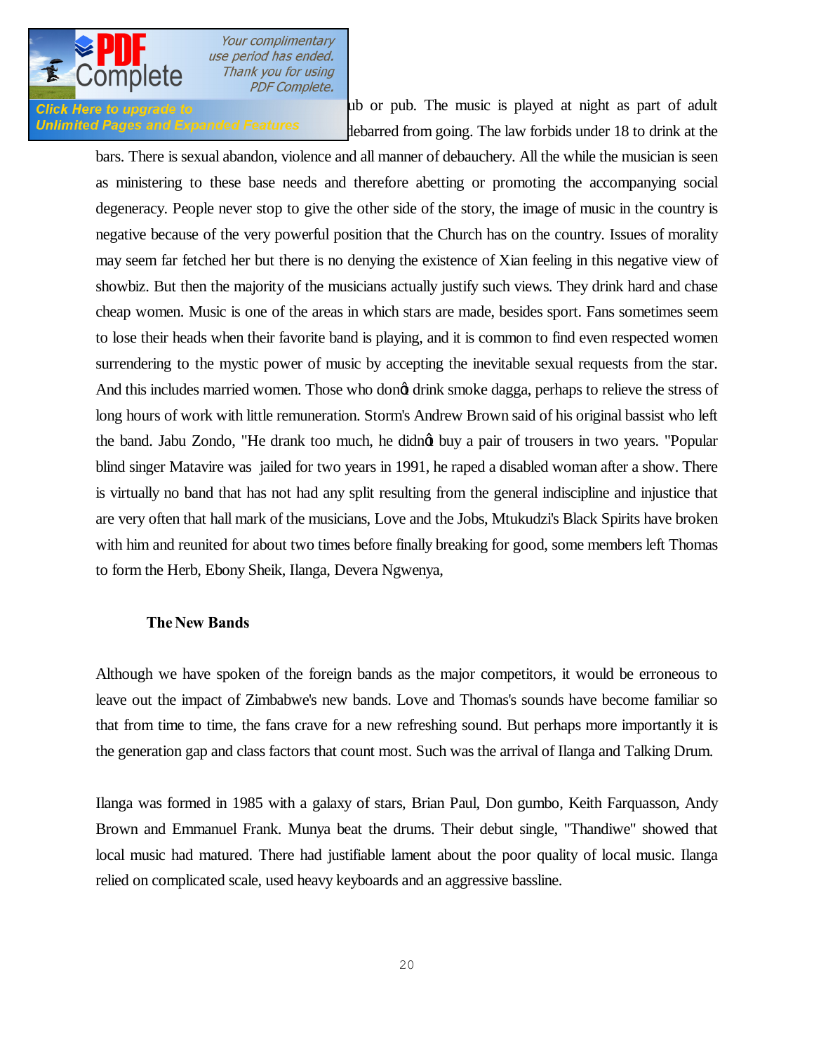ub or pub. The music is played at night as part of adult debarred from going. The law forbids under 18 to drink at the bars. There is sexual abandon, violence and all manner of debauchery. All the while the musician is seen as ministering to these base needs and therefore abetting or promoting the accompanying social degeneracy. People never stop to give the other side of the story, the image of music in the country is negative because of the very powerful position that the Church has on the country. Issues of morality may seem far fetched her but there is no denying the existence of Xian feeling in this negative view of showbiz. But then the majority of the musicians actually justify such views. They drink hard and chase cheap women. Music is one of the areas in which stars are made, besides sport. Fans sometimes seem to lose their heads when their favorite band is playing, and it is common to find even respected women surrendering to the mystic power of music by accepting the inevitable sexual requests from the star. And this includes married women. Those who donót drink smoke dagga, perhaps to relieve the stress of long hours of work with little remuneration. Storm's Andrew Brown said of his original bassist who left the band. Jabu Zondo, "He drank too much, he didnót buy a pair of trousers in two years. "Popular blind singer Matavire was jailed for two years in 1991, he raped a disabled woman after a show. There is virtually no band that has not had any split resulting from the general indiscipline and injustice that are very often that hall mark of the musicians, Love and the Jobs, Mtukudzi's Black Spirits have broken with him and reunited for about two times before finally breaking for good, some members left Thomas to form the Herb, Ebony Sheik, Ilanga, Devera Ngwenya,

**The New Bands**

Although we have spoken of the foreign bands as the major competitors, it would be erroneous to leave out the impact of Zimbabwe's new bands. Love and Thomas's sounds have become familiar so that from time to time, the fans crave for a new refreshing sound. But perhaps more importantly it is the generation gap and class factors that count most. Such was the arrival of Ilanga and Talking Drum.

Ilanga was formed in 1985 with a galaxy of stars, Brian Paul, Don gumbo, Keith Farquasson, Andy Brown and Emmanuel Frank. Munya beat the drums. Their debut single, "Thandiwe" showed that local music had matured. There had justifiable lament about the poor quality of local music. Ilanga relied on complicated scale, used heavy keyboards and an aggressive bassline.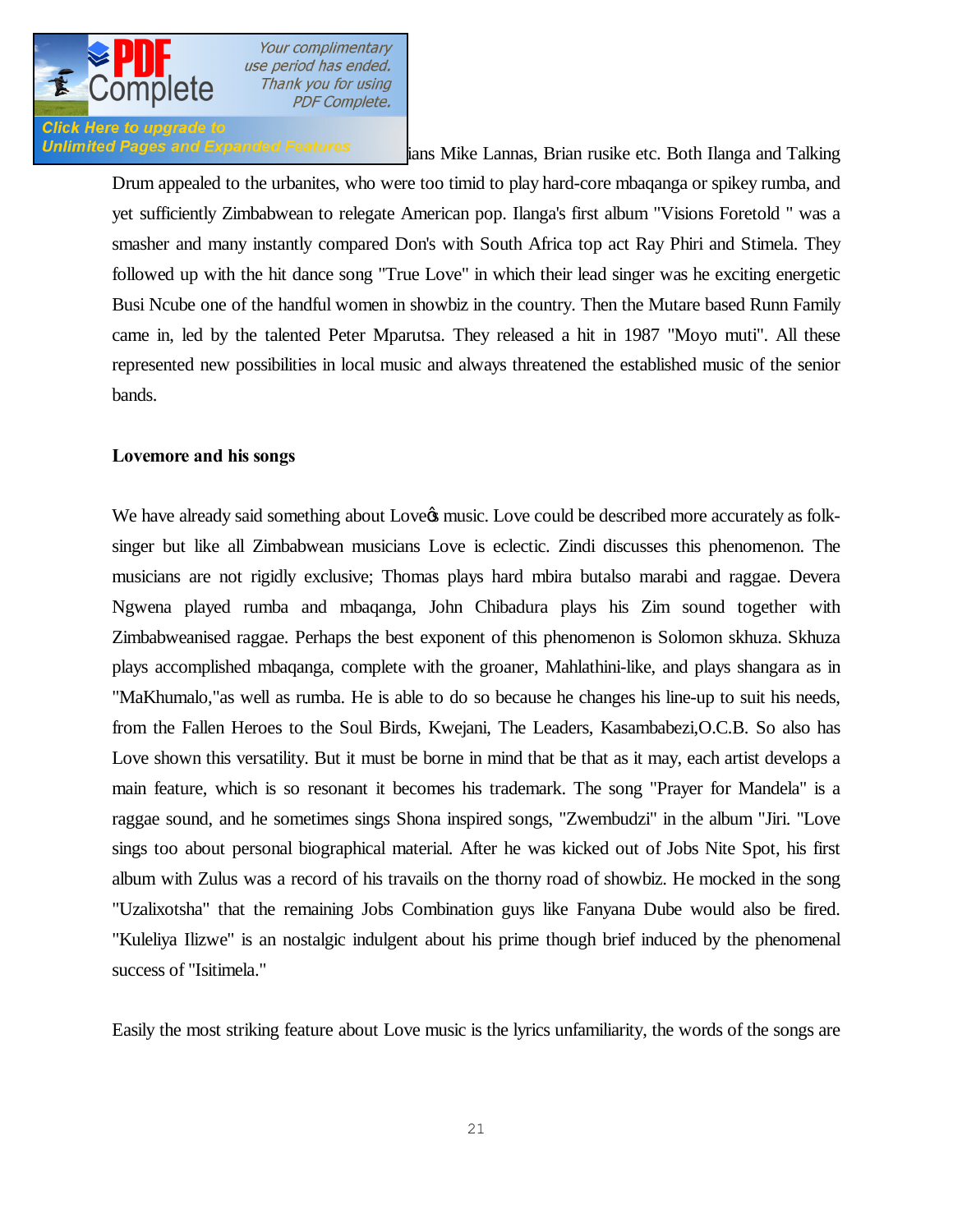ians Mike Lannas, Brian rusike etc. Both Ilanga and Talking Drum appealed to the urbanites, who were too timid to play hard-core mbaqanga or spikey rumba, and yet sufficiently Zimbabwean to relegate American pop. Ilanga's first album "Visions Foretold " was a smasher and many instantly compared Don's with South Africa top act Ray Phiri and Stimela. They followed up with the hit dance song "True Love" in which their lead singer was he exciting energetic Busi Ncube one of the handful women in showbiz in the country. Then the Mutare based Runn Family came in, led by the talented Peter Mparutsa. They released a hit in 1987 "Moyo muti". All these represented new possibilities in local music and always threatened the established music of the senior bands.

**Lovemore and his songs**

We have already said something about Love�s music. Love could be described more accurately as folk-singer but like all Zimbabwean musicians Love is eclectic. Zindi discusses this phenomenon. The musicians are not rigidly exclusive; Thomas plays hard mbira butalso marabi and raggae. Devera Ngwena played rumba and mbaqanga, John Chibadura plays his Zim sound together with Zimbabweanised raggae. Perhaps the best exponent of this phenomenon is Solomon skhuza. Skhuza plays accomplished mbaqanga, complete with the groaner, Mahlathini-like, and plays shangara as in "MaKhumalo,"as well as rumba. He is able to do so because he changes his line-up to suit his needs, from the Fallen Heroes to the Soul Birds, Kwejani, The Leaders, Kasambabezi,O.C.B. So also has Love shown this versatility. But it must be borne in mind that be that as it may, each artist develops a main feature, which is so resonant it becomes his trademark. The song "Prayer for Mandela" is a raggae sound, and he sometimes sings Shona inspired songs, "Zwembudzi" in the album "Jiri. "Love sings too about personal biographical material. After he was kicked out of Jobs Nite Spot, his first album with Zulus was a record of his travails on the thorny road of showbiz. He mocked in the song "Uzalixotsha" that the remaining Jobs Combination guys like Fanyana Dube would also be fired. "Kuleliya Ilizwe" is an nostalgic indulgent about his prime though brief induced by the phenomenal success of "Isitimela."

Easily the most striking feature about Love music is the lyrics unfamiliarity, the words of the songs are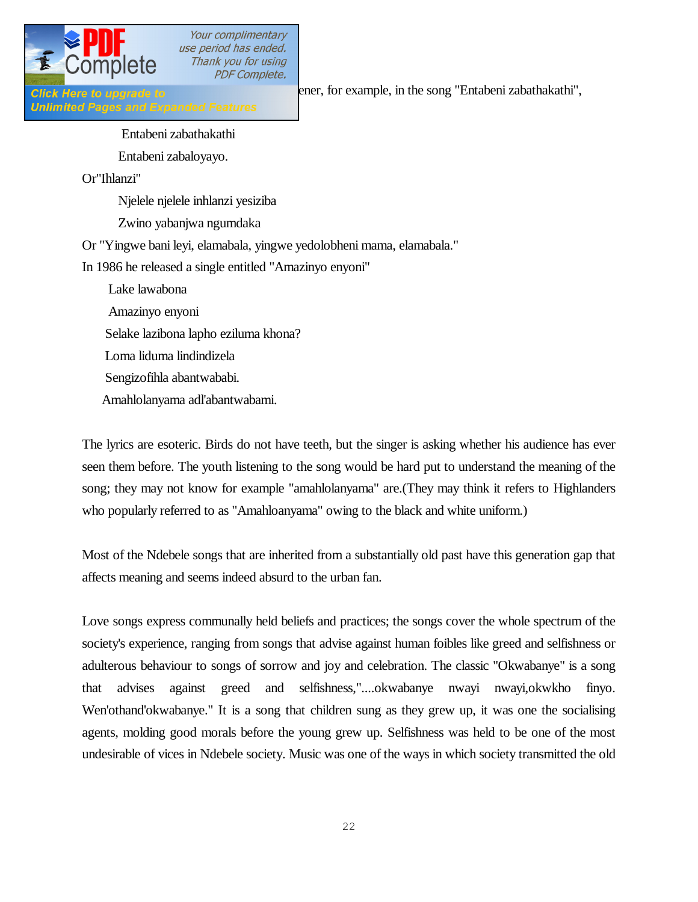ener, for example, in the song "Entabeni zabathakathi",

Entabeni zabathakathi
Entabeni zabaloyayo.

Or"Ihlanzi"

Njelele njelele inhlanzi yesiziba
Zwino yabanjwa ngumdaka

Or "Yingwe bani leyi, elamabala, yingwe yedolobheni mama, elamabala."

In 1986 he released a single entitled "Amazinyo enyoni"

Lake lawabona
Amazinyo enyoni
Selake lazibona lapho eziluma khona?
Loma liduma lindindizela
Sengizofihla abantwababi.
Amahlolanyama adl'abantwabami.

The lyrics are esoteric. Birds do not have teeth, but the singer is asking whether his audience has ever seen them before. The youth listening to the song would be hard put to understand the meaning of the song; they may not know for example "amahlolanyama" are.(They may think it refers to Highlanders who popularly referred to as "Amahloanyama" owing to the black and white uniform.)

Most of the Ndebele songs that are inherited from a substantially old past have this generation gap that affects meaning and seems indeed absurd to the urban fan.

Love songs express communally held beliefs and practices; the songs cover the whole spectrum of the society's experience, ranging from songs that advise against human foibles like greed and selfishness or adulterous behaviour to songs of sorrow and joy and celebration. The classic "Okwabanye" is a song that advises against greed and selfishness,"....okwabanye nwayi nwayi,okwkho finyo. Wen'othand'okwabanye." It is a song that children sung as they grew up, it was one the socialising agents, molding good morals before the young grew up. Selfishness was held to be one of the most undesirable of vices in Ndebele society. Music was one of the ways in which society transmitted the old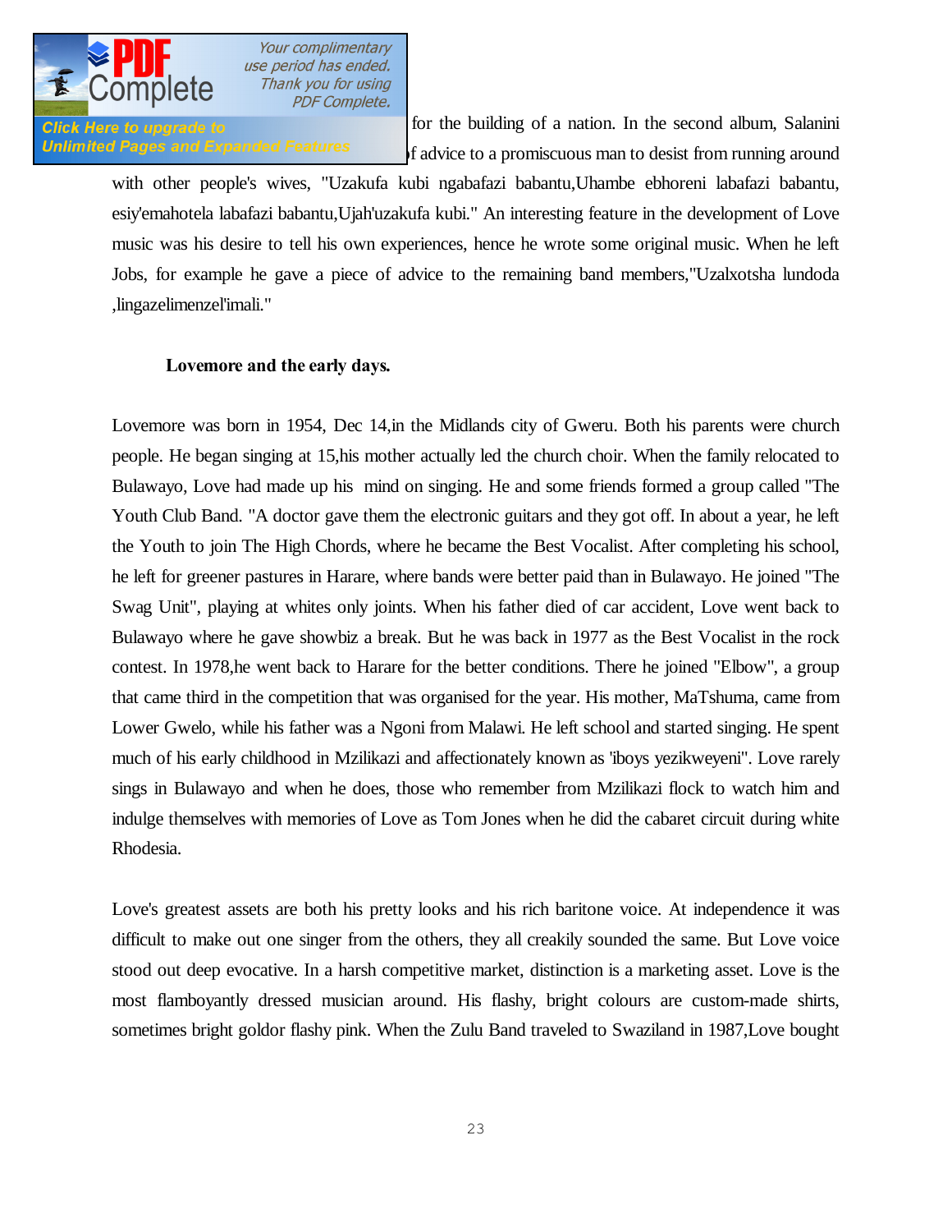for the building of a nation. In the second album, Salanini f advice to a promiscuous man to desist from running around with other people's wives, "Uzakufa kubi ngabafazi babantu,Uhambe ebhoreni labafazi babantu, esiy'emahotela labafazi babantu,Ujah'uzakufa kubi." An interesting feature in the development of Love music was his desire to tell his own experiences, hence he wrote some original music. When he left Jobs, for example he gave a piece of advice to the remaining band members,"Uzalxotsha lundoda ,lingazelimenzel'imali."

**Lovemore and the early days.**

Lovemore was born in 1954, Dec 14,in the Midlands city of Gweru. Both his parents were church people. He began singing at 15,his mother actually led the church choir. When the family relocated to Bulawayo, Love had made up his mind on singing. He and some friends formed a group called "The Youth Club Band. "A doctor gave them the electronic guitars and they got off. In about a year, he left the Youth to join The High Chords, where he became the Best Vocalist. After completing his school, he left for greener pastures in Harare, where bands were better paid than in Bulawayo. He joined "The Swag Unit", playing at whites only joints. When his father died of car accident, Love went back to Bulawayo where he gave showbiz a break. But he was back in 1977 as the Best Vocalist in the rock contest. In 1978,he went back to Harare for the better conditions. There he joined "Elbow", a group that came third in the competition that was organised for the year. His mother, MaTshuma, came from Lower Gwelo, while his father was a Ngoni from Malawi. He left school and started singing. He spent much of his early childhood in Mzilikazi and affectionately known as 'iboys yezikweyeni". Love rarely sings in Bulawayo and when he does, those who remember from Mzilikazi flock to watch him and indulge themselves with memories of Love as Tom Jones when he did the cabaret circuit during white Rhodesia.

Love's greatest assets are both his pretty looks and his rich baritone voice. At independence it was difficult to make out one singer from the others, they all creakily sounded the same. But Love voice stood out deep evocative. In a harsh competitive market, distinction is a marketing asset. Love is the most flamboyantly dressed musician around. His flashy, bright colours are custom-made shirts, sometimes bright goldor flashy pink. When the Zulu Band traveled to Swaziland in 1987,Love bought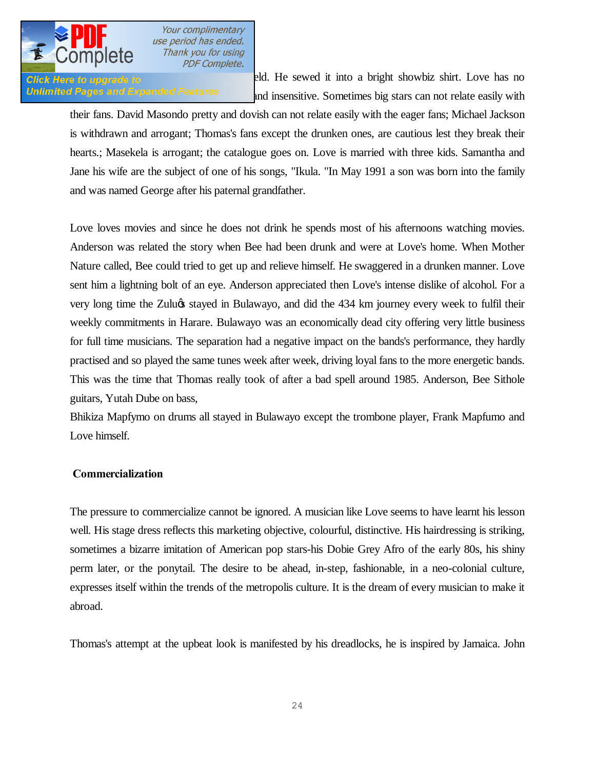eld. He sewed it into a bright showbiz shirt. Love has no and insensitive. Sometimes big stars can not relate easily with their fans. David Masondo pretty and dovish can not relate easily with the eager fans; Michael Jackson is withdrawn and arrogant; Thomas's fans except the drunken ones, are cautious lest they break their hearts.; Masekela is arrogant; the catalogue goes on. Love is married with three kids. Samantha and Jane his wife are the subject of one of his songs, "Ikula. "In May 1991 a son was born into the family and was named George after his paternal grandfather.

Love loves movies and since he does not drink he spends most of his afternoons watching movies. Anderson was related the story when Bee had been drunk and were at Love's home. When Mother Nature called, Bee could tried to get up and relieve himself. He swaggered in a drunken manner. Love sent him a lightning bolt of an eye. Anderson appreciated then Love's intense dislike of alcohol. For a very long time the Zulu's stayed in Bulawayo, and did the 434 km journey every week to fulfil their weekly commitments in Harare. Bulawayo was an economically dead city offering very little business for full time musicians. The separation had a negative impact on the bands's performance, they hardly practised and so played the same tunes week after week, driving loyal fans to the more energetic bands. This was the time that Thomas really took of after a bad spell around 1985. Anderson, Bee Sithole guitars, Yutah Dube on bass,
Bhikiza Mapfymo on drums all stayed in Bulawayo except the trombone player, Frank Mapfumo and Love himself.

**Commercialization**

The pressure to commercialize cannot be ignored. A musician like Love seems to have learnt his lesson well. His stage dress reflects this marketing objective, colourful, distinctive. His hairdressing is striking, sometimes a bizarre imitation of American pop stars-his Dobie Grey Afro of the early 80s, his shiny perm later, or the ponytail. The desire to be ahead, in-step, fashionable, in a neo-colonial culture, expresses itself within the trends of the metropolis culture. It is the dream of every musician to make it abroad.

Thomas's attempt at the upbeat look is manifested by his dreadlocks, he is inspired by Jamaica. John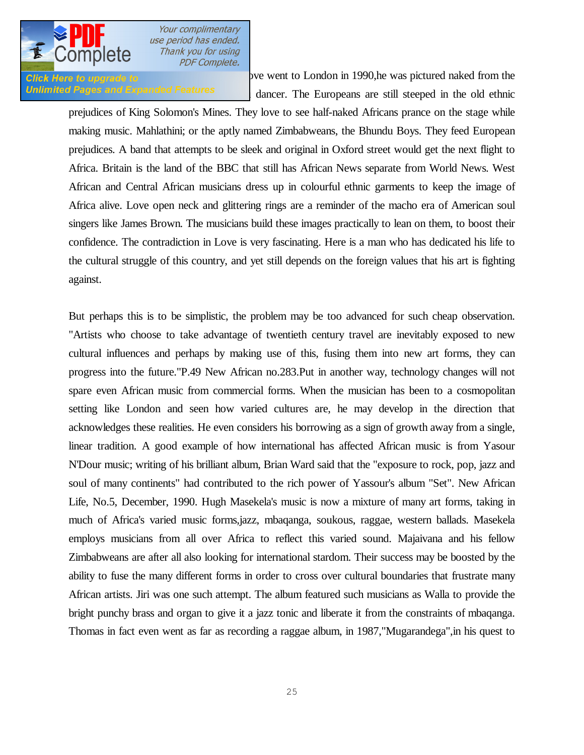ve went to London in 1990,he was pictured naked from the dancer. The Europeans are still steeped in the old ethnic prejudices of King Solomon's Mines. They love to see half-naked Africans prance on the stage while making music. Mahlathini; or the aptly named Zimbabweans, the Bhundu Boys. They feed European prejudices. A band that attempts to be sleek and original in Oxford street would get the next flight to Africa. Britain is the land of the BBC that still has African News separate from World News. West African and Central African musicians dress up in colourful ethnic garments to keep the image of Africa alive. Love open neck and glittering rings are a reminder of the macho era of American soul singers like James Brown. The musicians build these images practically to lean on them, to boost their confidence. The contradiction in Love is very fascinating. Here is a man who has dedicated his life to the cultural struggle of this country, and yet still depends on the foreign values that his art is fighting against.

But perhaps this is to be simplistic, the problem may be too advanced for such cheap observation. "Artists who choose to take advantage of twentieth century travel are inevitably exposed to new cultural influences and perhaps by making use of this, fusing them into new art forms, they can progress into the future."P.49 New African no.283.Put in another way, technology changes will not spare even African music from commercial forms. When the musician has been to a cosmopolitan setting like London and seen how varied cultures are, he may develop in the direction that acknowledges these realities. He even considers his borrowing as a sign of growth away from a single, linear tradition. A good example of how international has affected African music is from Yasour N'Dour music; writing of his brilliant album, Brian Ward said that the "exposure to rock, pop, jazz and soul of many continents" had contributed to the rich power of Yassour's album "Set". New African Life, No.5, December, 1990. Hugh Masekela's music is now a mixture of many art forms, taking in much of Africa's varied music forms,jazz, mbaqanga, soukous, raggae, western ballads. Masekela employs musicians from all over Africa to reflect this varied sound. Majaivana and his fellow Zimbabweans are after all also looking for international stardom. Their success may be boosted by the ability to fuse the many different forms in order to cross over cultural boundaries that frustrate many African artists. Jiri was one such attempt. The album featured such musicians as Walla to provide the bright punchy brass and organ to give it a jazz tonic and liberate it from the constraints of mbaqanga. Thomas in fact even went as far as recording a raggae album, in 1987,"Mugarandega",in his quest to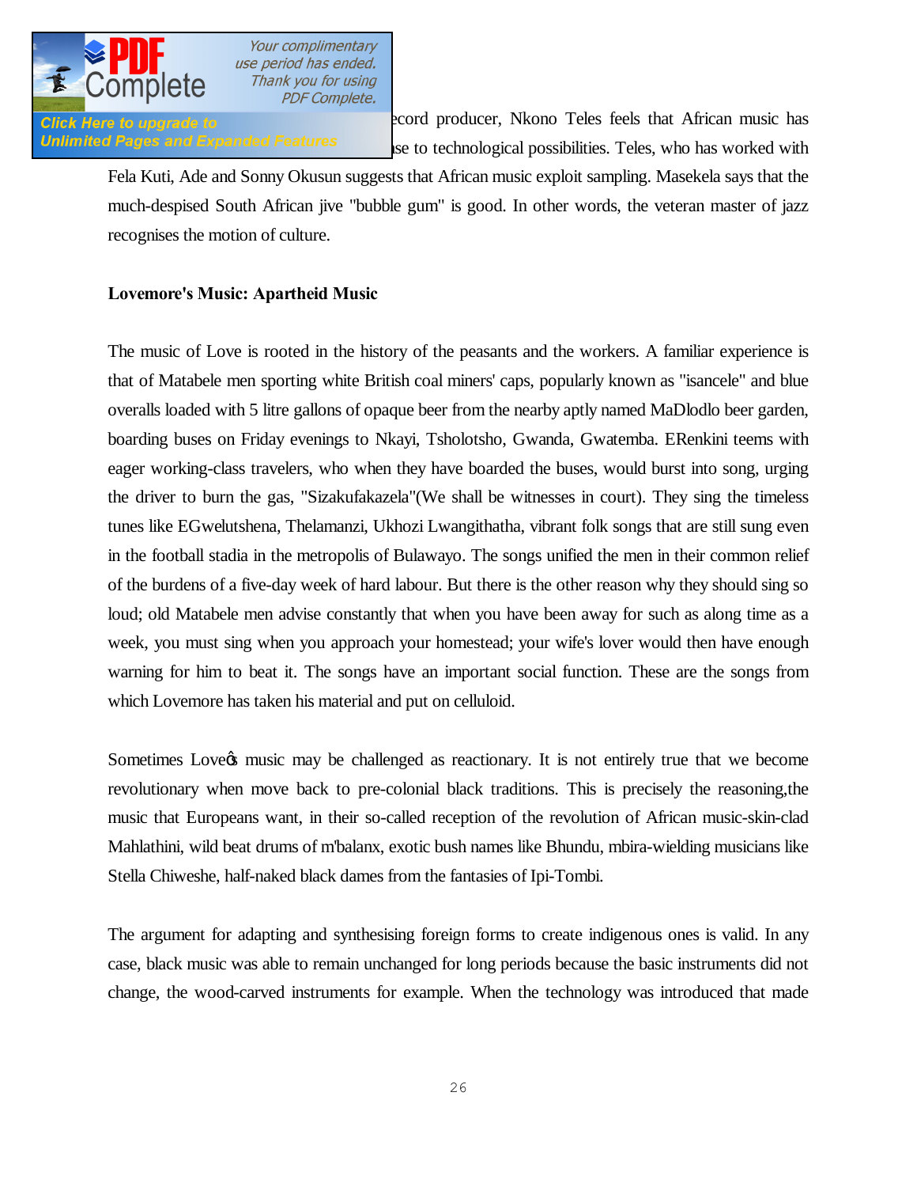ecord producer, Nkono Teles feels that African music has se to technological possibilities. Teles, who has worked with Fela Kuti, Ade and Sonny Okusun suggests that African music exploit sampling. Masekela says that the much-despised South African jive "bubble gum" is good. In other words, the veteran master of jazz recognises the motion of culture.

**Lovemore's Music: Apartheid Music**

The music of Love is rooted in the history of the peasants and the workers. A familiar experience is that of Matabele men sporting white British coal miners' caps, popularly known as "isancele" and blue overalls loaded with 5 litre gallons of opaque beer from the nearby aptly named MaDlodlo beer garden, boarding buses on Friday evenings to Nkayi, Tsholotsho, Gwanda, Gwatemba. ERenkini teems with eager working-class travelers, who when they have boarded the buses, would burst into song, urging the driver to burn the gas, "Sizakufakazela"(We shall be witnesses in court). They sing the timeless tunes like EGwelutshena, Thelamanzi, Ukhozi Lwangithatha, vibrant folk songs that are still sung even in the football stadia in the metropolis of Bulawayo. The songs unified the men in their common relief of the burdens of a five-day week of hard labour. But there is the other reason why they should sing so loud; old Matabele men advise constantly that when you have been away for such as along time as a week, you must sing when you approach your homestead; your wife's lover would then have enough warning for him to beat it. The songs have an important social function. These are the songs from which Lovemore has taken his material and put on celluloid.

Sometimes Love�s music may be challenged as reactionary. It is not entirely true that we become revolutionary when move back to pre-colonial black traditions. This is precisely the reasoning,the music that Europeans want, in their so-called reception of the revolution of African music-skin-clad Mahlathini, wild beat drums of m'balanx, exotic bush names like Bhundu, mbira-wielding musicians like Stella Chiweshe, half-naked black dames from the fantasies of Ipi-Tombi.

The argument for adapting and synthesising foreign forms to create indigenous ones is valid. In any case, black music was able to remain unchanged for long periods because the basic instruments did not change, the wood-carved instruments for example. When the technology was introduced that made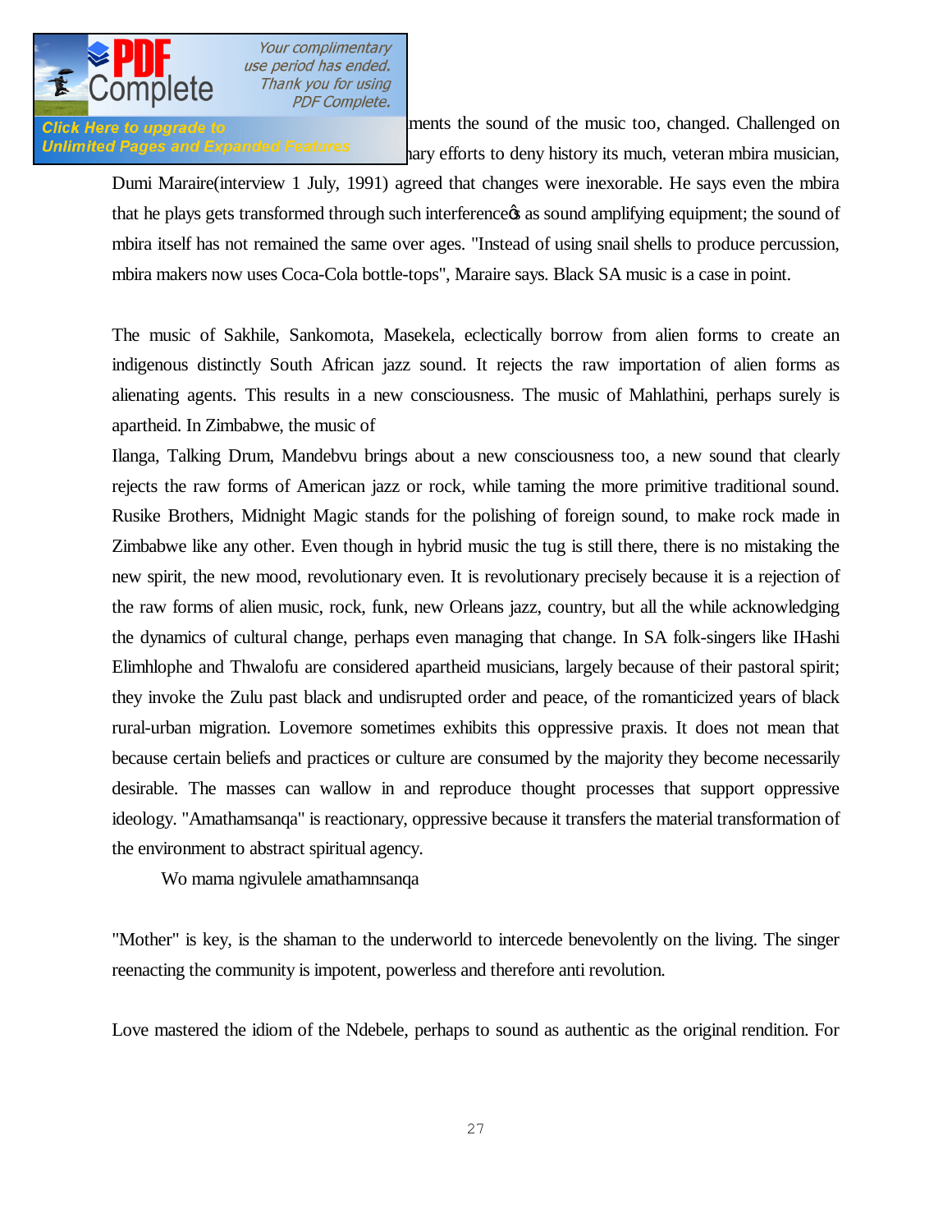ments the sound of the music too, changed. Challenged on hary efforts to deny history its much, veteran mbira musician, Dumi Maraire(interview 1 July, 1991) agreed that changes were inexorable. He says even the mbira that he plays gets transformed through such interferenceӧs as sound amplifying equipment; the sound of mbira itself has not remained the same over ages. "Instead of using snail shells to produce percussion, mbira makers now uses Coca-Cola bottle-tops", Maraire says. Black SA music is a case in point.

The music of Sakhile, Sankomota, Masekela, eclectically borrow from alien forms to create an indigenous distinctly South African jazz sound. It rejects the raw importation of alien forms as alienating agents. This results in a new consciousness. The music of Mahlathini, perhaps surely is apartheid. In Zimbabwe, the music of

Ilanga, Talking Drum, Mandebvu brings about a new consciousness too, a new sound that clearly rejects the raw forms of American jazz or rock, while taming the more primitive traditional sound. Rusike Brothers, Midnight Magic stands for the polishing of foreign sound, to make rock made in Zimbabwe like any other. Even though in hybrid music the tug is still there, there is no mistaking the new spirit, the new mood, revolutionary even. It is revolutionary precisely because it is a rejection of the raw forms of alien music, rock, funk, new Orleans jazz, country, but all the while acknowledging the dynamics of cultural change, perhaps even managing that change. In SA folk-singers like IHashi Elimhlophe and Thwalofu are considered apartheid musicians, largely because of their pastoral spirit; they invoke the Zulu past black and undisrupted order and peace, of the romanticized years of black rural-urban migration. Lovemore sometimes exhibits this oppressive praxis. It does not mean that because certain beliefs and practices or culture are consumed by the majority they become necessarily desirable. The masses can wallow in and reproduce thought processes that support oppressive ideology. "Amathamsanqa" is reactionary, oppressive because it transfers the material transformation of the environment to abstract spiritual agency.

Wo mama ngivulele amathamnsanqa

"Mother" is key, is the shaman to the underworld to intercede benevolently on the living. The singer reenacting the community is impotent, powerless and therefore anti revolution.

Love mastered the idiom of the Ndebele, perhaps to sound as authentic as the original rendition. For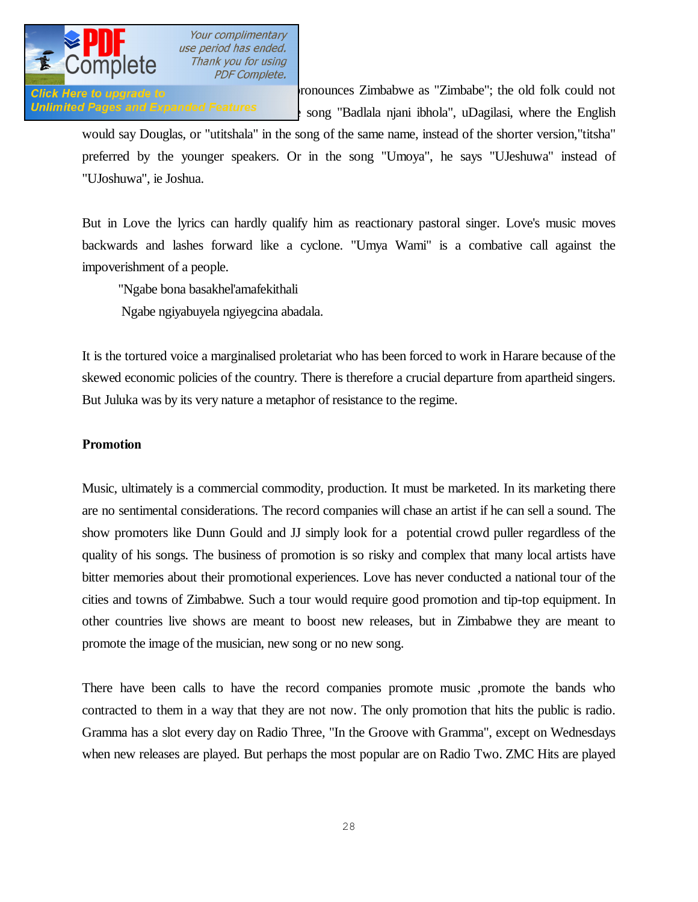ronounces Zimbabwe as "Zimbabe"; the old folk could not song "Badlala njani ibhola", uDagilasi, where the English would say Douglas, or "utitshala" in the song of the same name, instead of the shorter version,"titsha" preferred by the younger speakers. Or in the song "Umoya", he says "UJeshuwa" instead of "UJoshuwa", ie Joshua.

But in Love the lyrics can hardly qualify him as reactionary pastoral singer. Love's music moves backwards and lashes forward like a cyclone. "Umya Wami" is a combative call against the impoverishment of a people.

"Ngabe bona basakhel'amafekithali
Ngabe ngiyabuyela ngiyegcina abadala.

It is the tortured voice a marginalised proletariat who has been forced to work in Harare because of the skewed economic policies of the country. There is therefore a crucial departure from apartheid singers. But Juluka was by its very nature a metaphor of resistance to the regime.

**Promotion**

Music, ultimately is a commercial commodity, production. It must be marketed. In its marketing there are no sentimental considerations. The record companies will chase an artist if he can sell a sound. The show promoters like Dunn Gould and JJ simply look for a potential crowd puller regardless of the quality of his songs. The business of promotion is so risky and complex that many local artists have bitter memories about their promotional experiences. Love has never conducted a national tour of the cities and towns of Zimbabwe. Such a tour would require good promotion and tip-top equipment. In other countries live shows are meant to boost new releases, but in Zimbabwe they are meant to promote the image of the musician, new song or no new song.

There have been calls to have the record companies promote music ,promote the bands who contracted to them in a way that they are not now. The only promotion that hits the public is radio. Gramma has a slot every day on Radio Three, "In the Groove with Gramma", except on Wednesdays when new releases are played. But perhaps the most popular are on Radio Two. ZMC Hits are played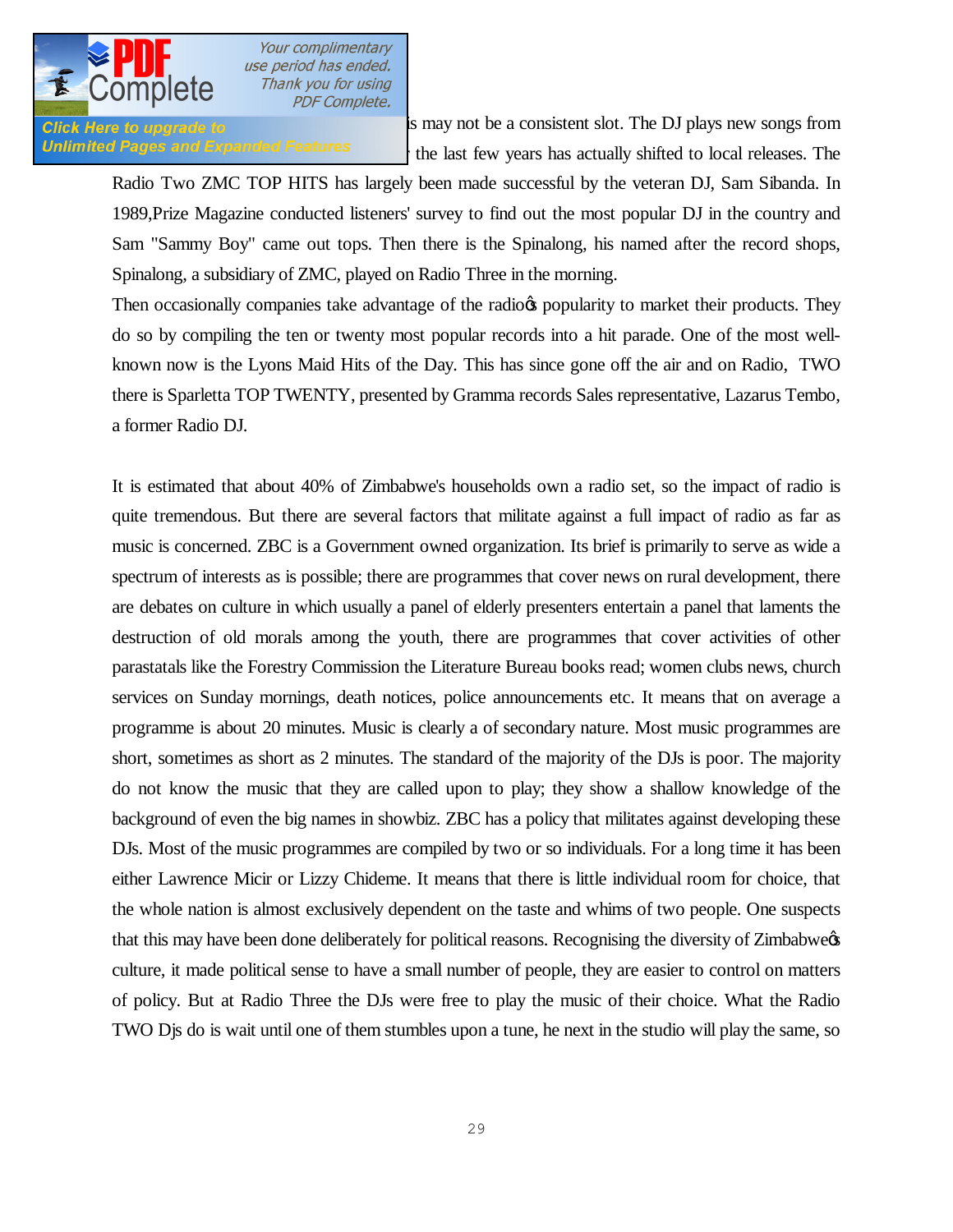is may not be a consistent slot. The DJ plays new songs from the last few years has actually shifted to local releases. The Radio Two ZMC TOP HITS has largely been made successful by the veteran DJ, Sam Sibanda. In 1989,Prize Magazine conducted listeners' survey to find out the most popular DJ in the country and Sam "Sammy Boy" came out tops. Then there is the Spinalong, his named after the record shops, Spinalong, a subsidiary of ZMC, played on Radio Three in the morning.

Then occasionally companies take advantage of the radio's popularity to market their products. They do so by compiling the ten or twenty most popular records into a hit parade. One of the most well-known now is the Lyons Maid Hits of the Day. This has since gone off the air and on Radio, TWO there is Sparletta TOP TWENTY, presented by Gramma records Sales representative, Lazarus Tembo, a former Radio DJ.

It is estimated that about 40% of Zimbabwe's households own a radio set, so the impact of radio is quite tremendous. But there are several factors that militate against a full impact of radio as far as music is concerned. ZBC is a Government owned organization. Its brief is primarily to serve as wide a spectrum of interests as is possible; there are programmes that cover news on rural development, there are debates on culture in which usually a panel of elderly presenters entertain a panel that laments the destruction of old morals among the youth, there are programmes that cover activities of other parastatals like the Forestry Commission the Literature Bureau books read; women clubs news, church services on Sunday mornings, death notices, police announcements etc. It means that on average a programme is about 20 minutes. Music is clearly a of secondary nature. Most music programmes are short, sometimes as short as 2 minutes. The standard of the majority of the DJs is poor. The majority do not know the music that they are called upon to play; they show a shallow knowledge of the background of even the big names in showbiz. ZBC has a policy that militates against developing these DJs. Most of the music programmes are compiled by two or so individuals. For a long time it has been either Lawrence Micir or Lizzy Chideme. It means that there is little individual room for choice, that the whole nation is almost exclusively dependent on the taste and whims of two people. One suspects that this may have been done deliberately for political reasons. Recognising the diversity of Zimbabwe's culture, it made political sense to have a small number of people, they are easier to control on matters of policy. But at Radio Three the DJs were free to play the music of their choice. What the Radio TWO Djs do is wait until one of them stumbles upon a tune, he next in the studio will play the same, so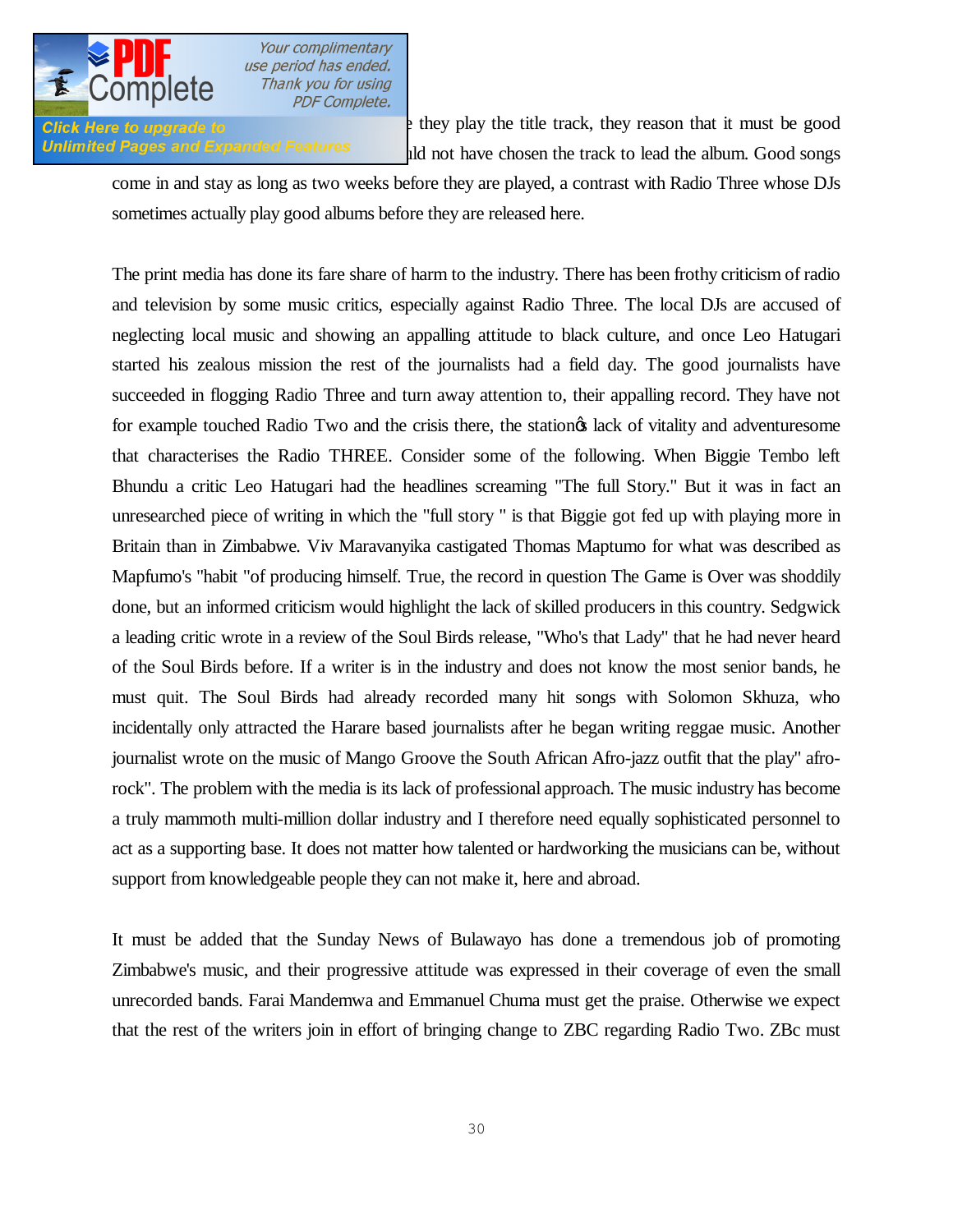they play the title track, they reason that it must be good ıld not have chosen the track to lead the album. Good songs come in and stay as long as two weeks before they are played, a contrast with Radio Three whose DJs sometimes actually play good albums before they are released here.

The print media has done its fare share of harm to the industry. There has been frothy criticism of radio and television by some music critics, especially against Radio Three. The local DJs are accused of neglecting local music and showing an appalling attitude to black culture, and once Leo Hatugari started his zealous mission the rest of the journalists had a field day. The good journalists have succeeded in flogging Radio Three and turn away attention to, their appalling record. They have not for example touched Radio Two and the crisis there, the station's lack of vitality and adventuresome that characterises the Radio THREE. Consider some of the following. When Biggie Tembo left Bhundu a critic Leo Hatugari had the headlines screaming "The full Story." But it was in fact an unresearched piece of writing in which the "full story " is that Biggie got fed up with playing more in Britain than in Zimbabwe. Viv Maravanyika castigated Thomas Maptumo for what was described as Mapfumo's "habit "of producing himself. True, the record in question The Game is Over was shoddily done, but an informed criticism would highlight the lack of skilled producers in this country. Sedgwick a leading critic wrote in a review of the Soul Birds release, "Who's that Lady" that he had never heard of the Soul Birds before. If a writer is in the industry and does not know the most senior bands, he must quit. The Soul Birds had already recorded many hit songs with Solomon Skhuza, who incidentally only attracted the Harare based journalists after he began writing reggae music. Another journalist wrote on the music of Mango Groove the South African Afro-jazz outfit that the play" afro-rock". The problem with the media is its lack of professional approach. The music industry has become a truly mammoth multi-million dollar industry and I therefore need equally sophisticated personnel to act as a supporting base. It does not matter how talented or hardworking the musicians can be, without support from knowledgeable people they can not make it, here and abroad.

It must be added that the Sunday News of Bulawayo has done a tremendous job of promoting Zimbabwe's music, and their progressive attitude was expressed in their coverage of even the small unrecorded bands. Farai Mandemwa and Emmanuel Chuma must get the praise. Otherwise we expect that the rest of the writers join in effort of bringing change to ZBC regarding Radio Two. ZBc must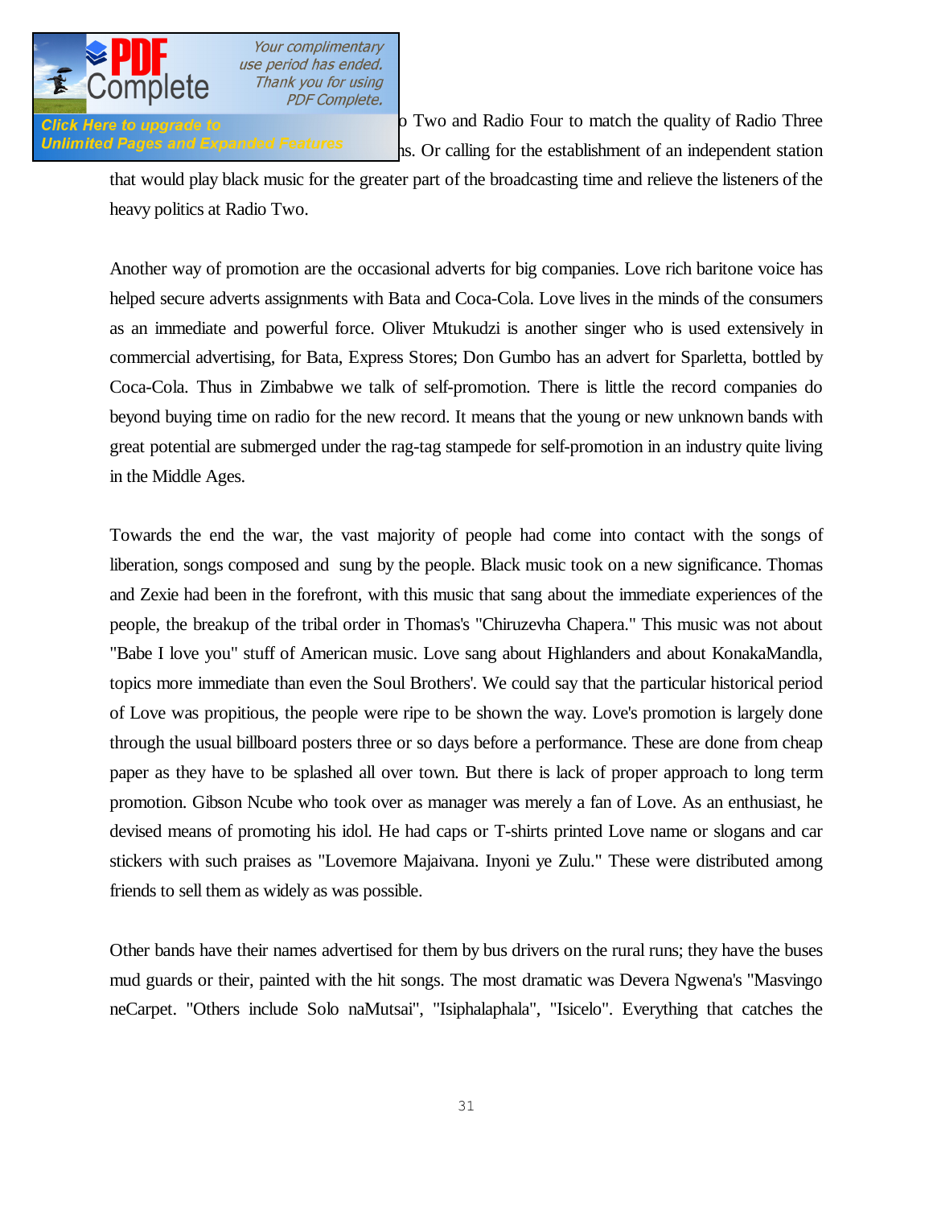o Two and Radio Four to match the quality of Radio Three
ns. Or calling for the establishment of an independent station that would play black music for the greater part of the broadcasting time and relieve the listeners of the heavy politics at Radio Two.

Another way of promotion are the occasional adverts for big companies. Love rich baritone voice has helped secure adverts assignments with Bata and Coca-Cola. Love lives in the minds of the consumers as an immediate and powerful force. Oliver Mtukudzi is another singer who is used extensively in commercial advertising, for Bata, Express Stores; Don Gumbo has an advert for Sparletta, bottled by Coca-Cola. Thus in Zimbabwe we talk of self-promotion. There is little the record companies do beyond buying time on radio for the new record. It means that the young or new unknown bands with great potential are submerged under the rag-tag stampede for self-promotion in an industry quite living in the Middle Ages.

Towards the end the war, the vast majority of people had come into contact with the songs of liberation, songs composed and sung by the people. Black music took on a new significance. Thomas and Zexie had been in the forefront, with this music that sang about the immediate experiences of the people, the breakup of the tribal order in Thomas's "Chiruzevha Chapera." This music was not about "Babe I love you" stuff of American music. Love sang about Highlanders and about KonakaMandla, topics more immediate than even the Soul Brothers'. We could say that the particular historical period of Love was propitious, the people were ripe to be shown the way. Love's promotion is largely done through the usual billboard posters three or so days before a performance. These are done from cheap paper as they have to be splashed all over town. But there is lack of proper approach to long term promotion. Gibson Ncube who took over as manager was merely a fan of Love. As an enthusiast, he devised means of promoting his idol. He had caps or T-shirts printed Love name or slogans and car stickers with such praises as "Lovemore Majaivana. Inyoni ye Zulu." These were distributed among friends to sell them as widely as was possible.

Other bands have their names advertised for them by bus drivers on the rural runs; they have the buses mud guards or their, painted with the hit songs. The most dramatic was Devera Ngwena's "Masvingo neCarpet. "Others include Solo naMutsai", "Isiphalaphala", "Isicelo". Everything that catches the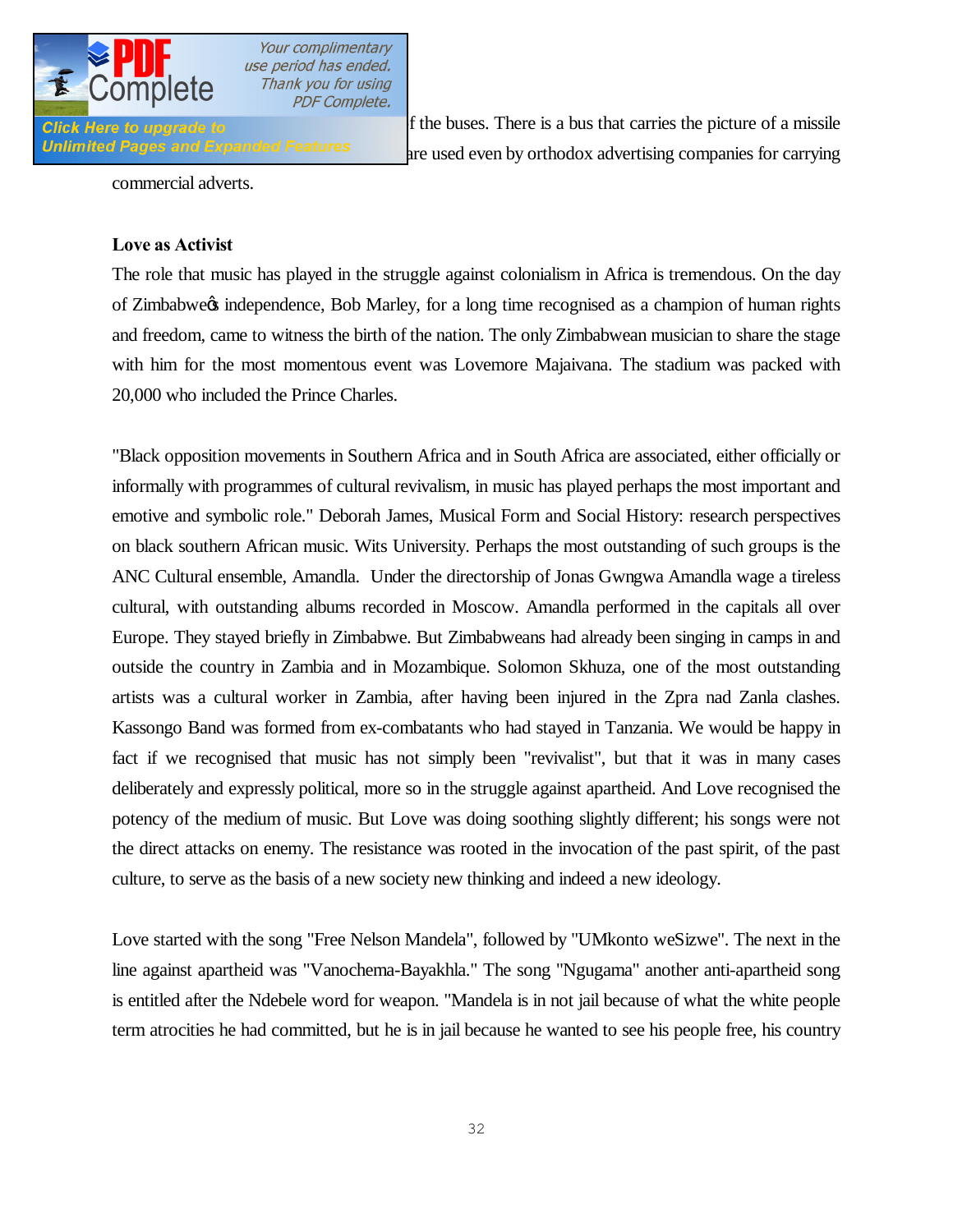f the buses. There is a bus that carries the picture of a missile are used even by orthodox advertising companies for carrying commercial adverts.

**Love as Activist**

The role that music has played in the struggle against colonialism in Africa is tremendous. On the day of Zimbabwe's independence, Bob Marley, for a long time recognised as a champion of human rights and freedom, came to witness the birth of the nation. The only Zimbabwean musician to share the stage with him for the most momentous event was Lovemore Majaivana. The stadium was packed with 20,000 who included the Prince Charles.

"Black opposition movements in Southern Africa and in South Africa are associated, either officially or informally with programmes of cultural revivalism, in music has played perhaps the most important and emotive and symbolic role." Deborah James, Musical Form and Social History: research perspectives on black southern African music. Wits University. Perhaps the most outstanding of such groups is the ANC Cultural ensemble, Amandla. Under the directorship of Jonas Gwngwa Amandla wage a tireless cultural, with outstanding albums recorded in Moscow. Amandla performed in the capitals all over Europe. They stayed briefly in Zimbabwe. But Zimbabweans had already been singing in camps in and outside the country in Zambia and in Mozambique. Solomon Skhuza, one of the most outstanding artists was a cultural worker in Zambia, after having been injured in the Zpra nad Zanla clashes. Kassongo Band was formed from ex-combatants who had stayed in Tanzania. We would be happy in fact if we recognised that music has not simply been "revivalist", but that it was in many cases deliberately and expressly political, more so in the struggle against apartheid. And Love recognised the potency of the medium of music. But Love was doing soothing slightly different; his songs were not the direct attacks on enemy. The resistance was rooted in the invocation of the past spirit, of the past culture, to serve as the basis of a new society new thinking and indeed a new ideology.

Love started with the song "Free Nelson Mandela", followed by "UMkonto weSizwe". The next in the line against apartheid was "Vanochema-Bayakhla." The song "Ngugama" another anti-apartheid song is entitled after the Ndebele word for weapon. "Mandela is in not jail because of what the white people term atrocities he had committed, but he is in jail because he wanted to see his people free, his country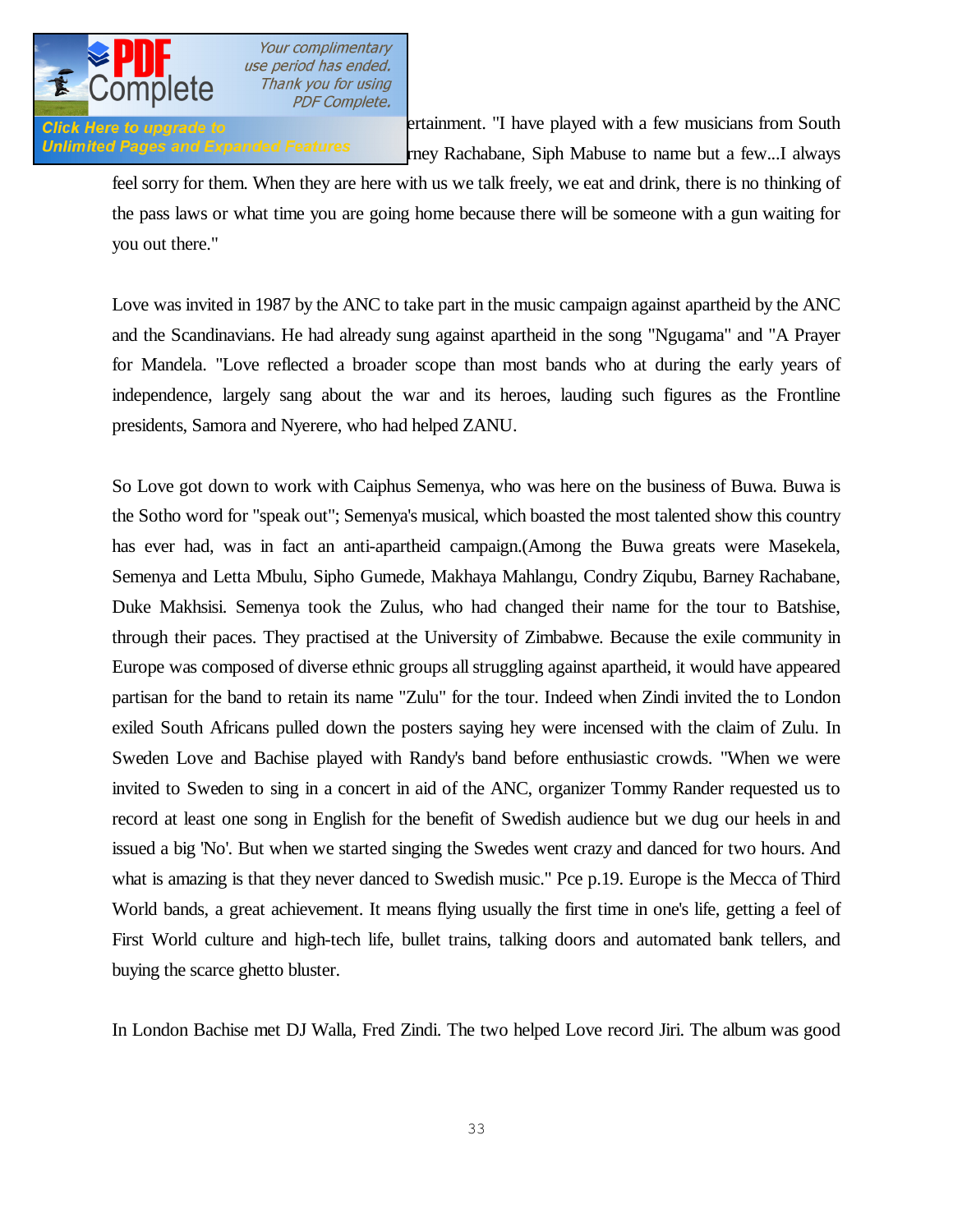ertainment. "I have played with a few musicians from South rney Rachabane, Siph Mabuse to name but a few...I always feel sorry for them. When they are here with us we talk freely, we eat and drink, there is no thinking of the pass laws or what time you are going home because there will be someone with a gun waiting for you out there."

Love was invited in 1987 by the ANC to take part in the music campaign against apartheid by the ANC and the Scandinavians. He had already sung against apartheid in the song "Ngugama" and "A Prayer for Mandela. "Love reflected a broader scope than most bands who at during the early years of independence, largely sang about the war and its heroes, lauding such figures as the Frontline presidents, Samora and Nyerere, who had helped ZANU.

So Love got down to work with Caiphus Semenya, who was here on the business of Buwa. Buwa is the Sotho word for "speak out"; Semenya's musical, which boasted the most talented show this country has ever had, was in fact an anti-apartheid campaign.(Among the Buwa greats were Masekela, Semenya and Letta Mbulu, Sipho Gumede, Makhaya Mahlangu, Condry Ziqubu, Barney Rachabane, Duke Makhsisi. Semenya took the Zulus, who had changed their name for the tour to Batshise, through their paces. They practised at the University of Zimbabwe. Because the exile community in Europe was composed of diverse ethnic groups all struggling against apartheid, it would have appeared partisan for the band to retain its name "Zulu" for the tour. Indeed when Zindi invited the to London exiled South Africans pulled down the posters saying hey were incensed with the claim of Zulu. In Sweden Love and Bachise played with Randy's band before enthusiastic crowds. "When we were invited to Sweden to sing in a concert in aid of the ANC, organizer Tommy Rander requested us to record at least one song in English for the benefit of Swedish audience but we dug our heels in and issued a big 'No'. But when we started singing the Swedes went crazy and danced for two hours. And what is amazing is that they never danced to Swedish music." Pce p.19. Europe is the Mecca of Third World bands, a great achievement. It means flying usually the first time in one's life, getting a feel of First World culture and high-tech life, bullet trains, talking doors and automated bank tellers, and buying the scarce ghetto bluster.

In London Bachise met DJ Walla, Fred Zindi. The two helped Love record Jiri. The album was good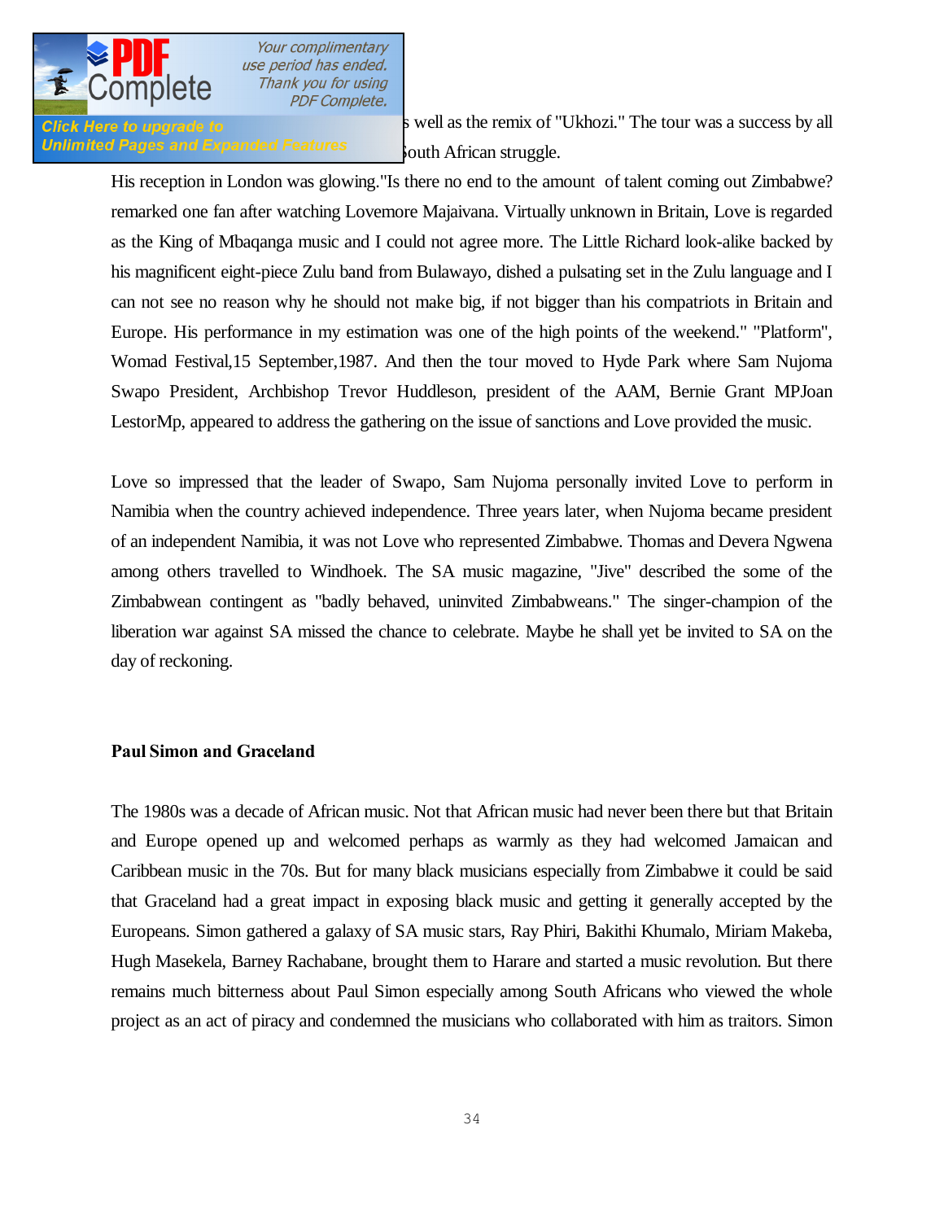s well as the remix of "Ukhozi." The tour was a success by all outh African struggle.

His reception in London was glowing."Is there no end to the amount of talent coming out Zimbabwe? remarked one fan after watching Lovemore Majaivana. Virtually unknown in Britain, Love is regarded as the King of Mbaqanga music and I could not agree more. The Little Richard look-alike backed by his magnificent eight-piece Zulu band from Bulawayo, dished a pulsating set in the Zulu language and I can not see no reason why he should not make big, if not bigger than his compatriots in Britain and Europe. His performance in my estimation was one of the high points of the weekend." "Platform", Womad Festival,15 September,1987. And then the tour moved to Hyde Park where Sam Nujoma Swapo President, Archbishop Trevor Huddleson, president of the AAM, Bernie Grant MPJoan LestorMp, appeared to address the gathering on the issue of sanctions and Love provided the music.

Love so impressed that the leader of Swapo, Sam Nujoma personally invited Love to perform in Namibia when the country achieved independence. Three years later, when Nujoma became president of an independent Namibia, it was not Love who represented Zimbabwe. Thomas and Devera Ngwena among others travelled to Windhoek. The SA music magazine, "Jive" described the some of the Zimbabwean contingent as "badly behaved, uninvited Zimbabweans." The singer-champion of the liberation war against SA missed the chance to celebrate. Maybe he shall yet be invited to SA on the day of reckoning.

**Paul Simon and Graceland**

The 1980s was a decade of African music. Not that African music had never been there but that Britain and Europe opened up and welcomed perhaps as warmly as they had welcomed Jamaican and Caribbean music in the 70s. But for many black musicians especially from Zimbabwe it could be said that Graceland had a great impact in exposing black music and getting it generally accepted by the Europeans. Simon gathered a galaxy of SA music stars, Ray Phiri, Bakithi Khumalo, Miriam Makeba, Hugh Masekela, Barney Rachabane, brought them to Harare and started a music revolution. But there remains much bitterness about Paul Simon especially among South Africans who viewed the whole project as an act of piracy and condemned the musicians who collaborated with him as traitors. Simon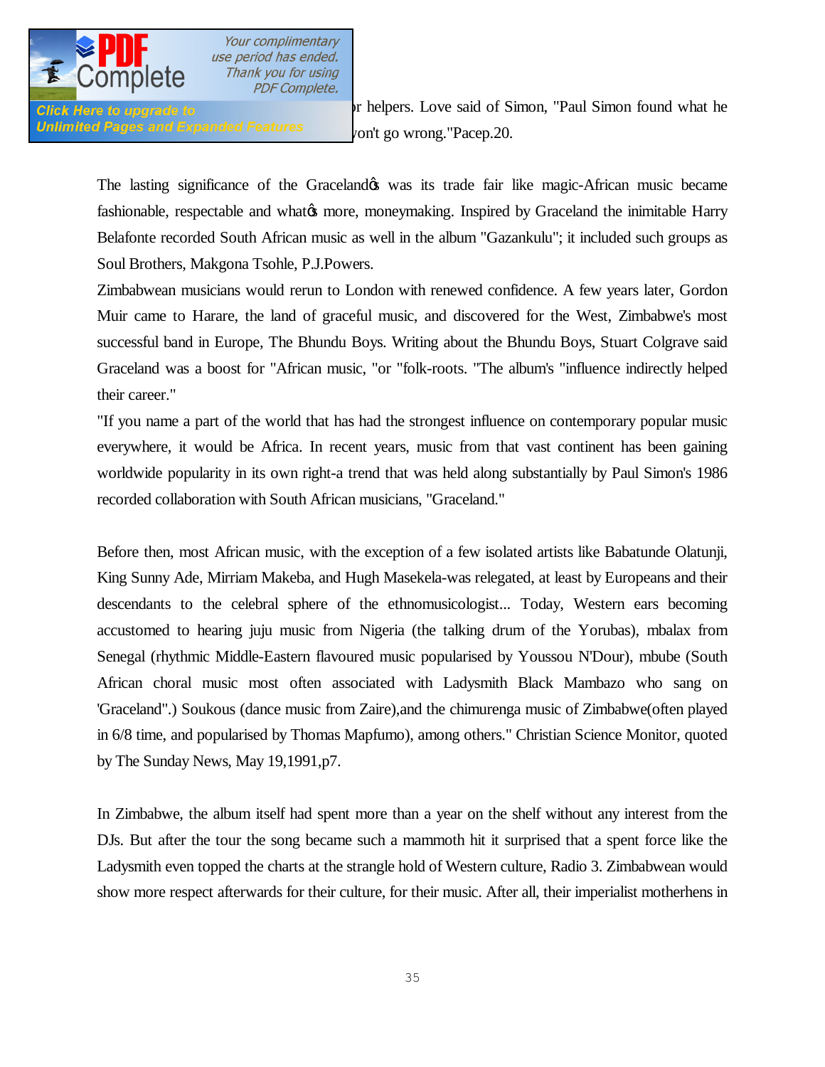r helpers. Love said of Simon, "Paul Simon found what he von't go wrong."Pacep.20.

The lasting significance of the Graceland's was its trade fair like magic-African music became fashionable, respectable and what's more, moneymaking. Inspired by Graceland the inimitable Harry Belafonte recorded South African music as well in the album "Gazankulu"; it included such groups as Soul Brothers, Makgona Tsohle, P.J.Powers.

Zimbabwean musicians would rerun to London with renewed confidence. A few years later, Gordon Muir came to Harare, the land of graceful music, and discovered for the West, Zimbabwe's most successful band in Europe, The Bhundu Boys. Writing about the Bhundu Boys, Stuart Colgrave said Graceland was a boost for "African music, "or "folk-roots. "The album's "influence indirectly helped their career."

"If you name a part of the world that has had the strongest influence on contemporary popular music everywhere, it would be Africa. In recent years, music from that vast continent has been gaining worldwide popularity in its own right-a trend that was held along substantially by Paul Simon's 1986 recorded collaboration with South African musicians, "Graceland."

Before then, most African music, with the exception of a few isolated artists like Babatunde Olatunji, King Sunny Ade, Mirriam Makeba, and Hugh Masekela-was relegated, at least by Europeans and their descendants to the celebral sphere of the ethnomusicologist... Today, Western ears becoming accustomed to hearing juju music from Nigeria (the talking drum of the Yorubas), mbalax from Senegal (rhythmic Middle-Eastern flavoured music popularised by Youssou N'Dour), mbube (South African choral music most often associated with Ladysmith Black Mambazo who sang on 'Graceland".) Soukous (dance music from Zaire),and the chimurenga music of Zimbabwe(often played in 6/8 time, and popularised by Thomas Mapfumo), among others." Christian Science Monitor, quoted by The Sunday News, May 19,1991,p7.

In Zimbabwe, the album itself had spent more than a year on the shelf without any interest from the DJs. But after the tour the song became such a mammoth hit it surprised that a spent force like the Ladysmith even topped the charts at the strangle hold of Western culture, Radio 3. Zimbabwean would show more respect afterwards for their culture, for their music. After all, their imperialist motherhens in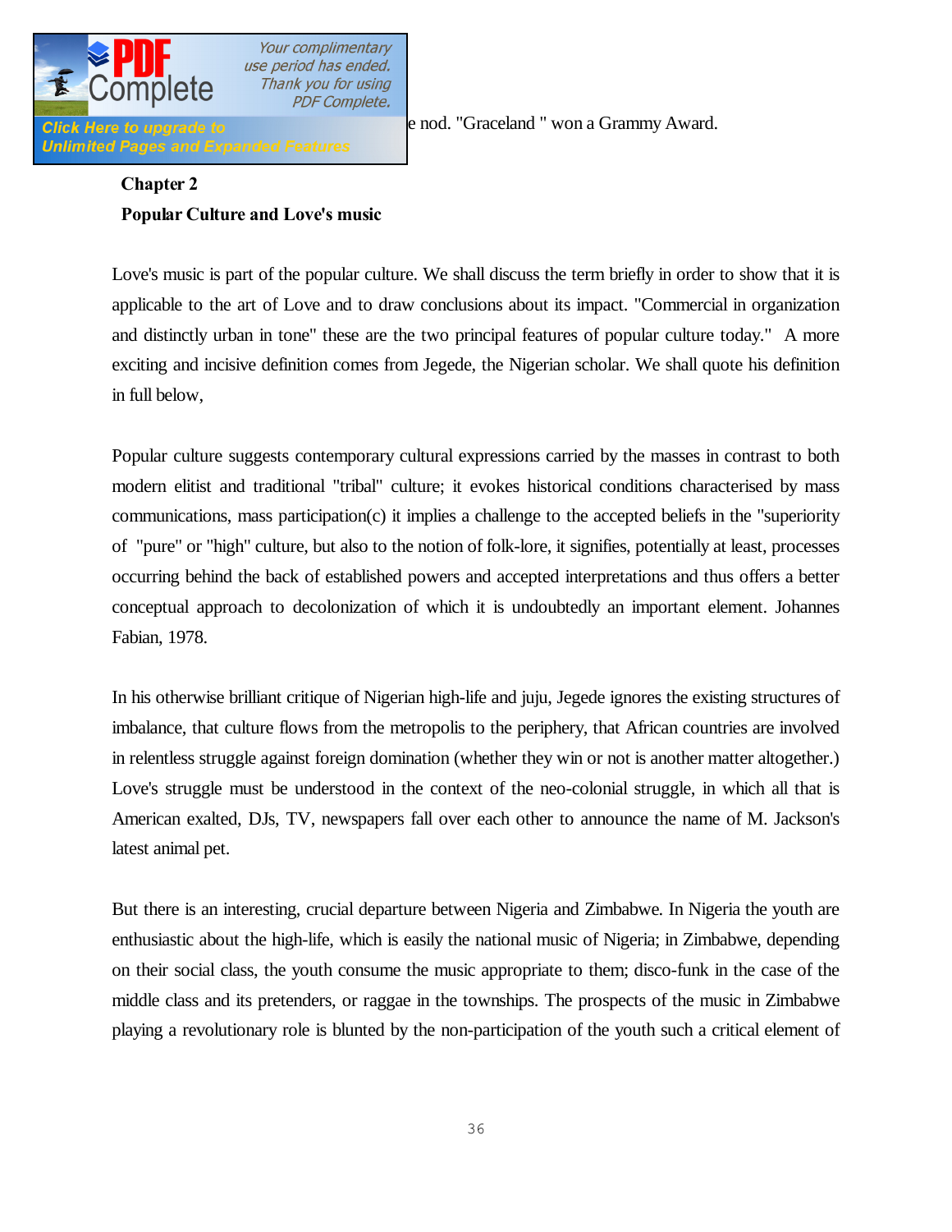e nod. "Graceland " won a Grammy Award.

## Chapter 2

## Popular Culture and Love's music

Love's music is part of the popular culture. We shall discuss the term briefly in order to show that it is applicable to the art of Love and to draw conclusions about its impact. "Commercial in organization and distinctly urban in tone" these are the two principal features of popular culture today." A more exciting and incisive definition comes from Jegede, the Nigerian scholar. We shall quote his definition in full below,

Popular culture suggests contemporary cultural expressions carried by the masses in contrast to both modern elitist and traditional "tribal" culture; it evokes historical conditions characterised by mass communications, mass participation(c) it implies a challenge to the accepted beliefs in the "superiority of "pure" or "high" culture, but also to the notion of folk-lore, it signifies, potentially at least, processes occurring behind the back of established powers and accepted interpretations and thus offers a better conceptual approach to decolonization of which it is undoubtedly an important element. Johannes Fabian, 1978.

In his otherwise brilliant critique of Nigerian high-life and juju, Jegede ignores the existing structures of imbalance, that culture flows from the metropolis to the periphery, that African countries are involved in relentless struggle against foreign domination (whether they win or not is another matter altogether.) Love's struggle must be understood in the context of the neo-colonial struggle, in which all that is American exalted, DJs, TV, newspapers fall over each other to announce the name of M. Jackson's latest animal pet.

But there is an interesting, crucial departure between Nigeria and Zimbabwe. In Nigeria the youth are enthusiastic about the high-life, which is easily the national music of Nigeria; in Zimbabwe, depending on their social class, the youth consume the music appropriate to them; disco-funk in the case of the middle class and its pretenders, or raggae in the townships. The prospects of the music in Zimbabwe playing a revolutionary role is blunted by the non-participation of the youth such a critical element of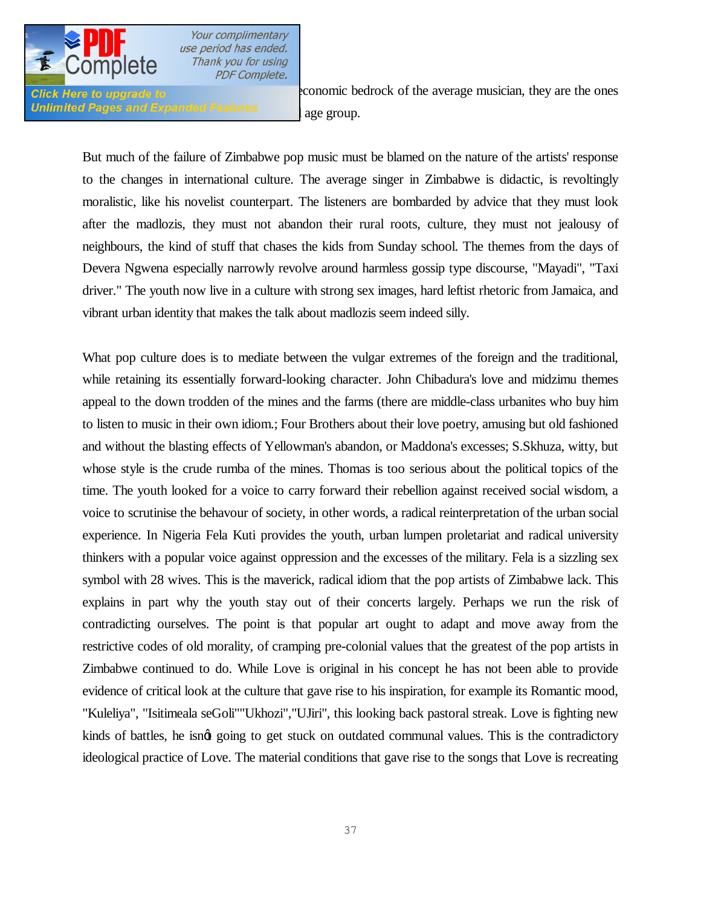economic bedrock of the average musician, they are the ones age group.

But much of the failure of Zimbabwe pop music must be blamed on the nature of the artists' response to the changes in international culture. The average singer in Zimbabwe is didactic, is revoltingly moralistic, like his novelist counterpart. The listeners are bombarded by advice that they must look after the madlozis, they must not abandon their rural roots, culture, they must not jealousy of neighbours, the kind of stuff that chases the kids from Sunday school. The themes from the days of Devera Ngwena especially narrowly revolve around harmless gossip type discourse, "Mayadi", "Taxi driver." The youth now live in a culture with strong sex images, hard leftist rhetoric from Jamaica, and vibrant urban identity that makes the talk about madlozis seem indeed silly.

What pop culture does is to mediate between the vulgar extremes of the foreign and the traditional, while retaining its essentially forward-looking character. John Chibadura's love and midzimu themes appeal to the down trodden of the mines and the farms (there are middle-class urbanites who buy him to listen to music in their own idiom.; Four Brothers about their love poetry, amusing but old fashioned and without the blasting effects of Yellowman's abandon, or Maddona's excesses; S.Skhuza, witty, but whose style is the crude rumba of the mines. Thomas is too serious about the political topics of the time. The youth looked for a voice to carry forward their rebellion against received social wisdom, a voice to scrutinise the behavour of society, in other words, a radical reinterpretation of the urban social experience. In Nigeria Fela Kuti provides the youth, urban lumpen proletariat and radical university thinkers with a popular voice against oppression and the excesses of the military. Fela is a sizzling sex symbol with 28 wives. This is the maverick, radical idiom that the pop artists of Zimbabwe lack. This explains in part why the youth stay out of their concerts largely. Perhaps we run the risk of contradicting ourselves. The point is that popular art ought to adapt and move away from the restrictive codes of old morality, of cramping pre-colonial values that the greatest of the pop artists in Zimbabwe continued to do. While Love is original in his concept he has not been able to provide evidence of critical look at the culture that gave rise to his inspiration, for example its Romantic mood, "Kuleliya", "Isitimeala seGoli""Ukhozi","UJiri", this looking back pastoral streak. Love is fighting new kinds of battles, he isn't going to get stuck on outdated communal values. This is the contradictory ideological practice of Love. The material conditions that gave rise to the songs that Love is recreating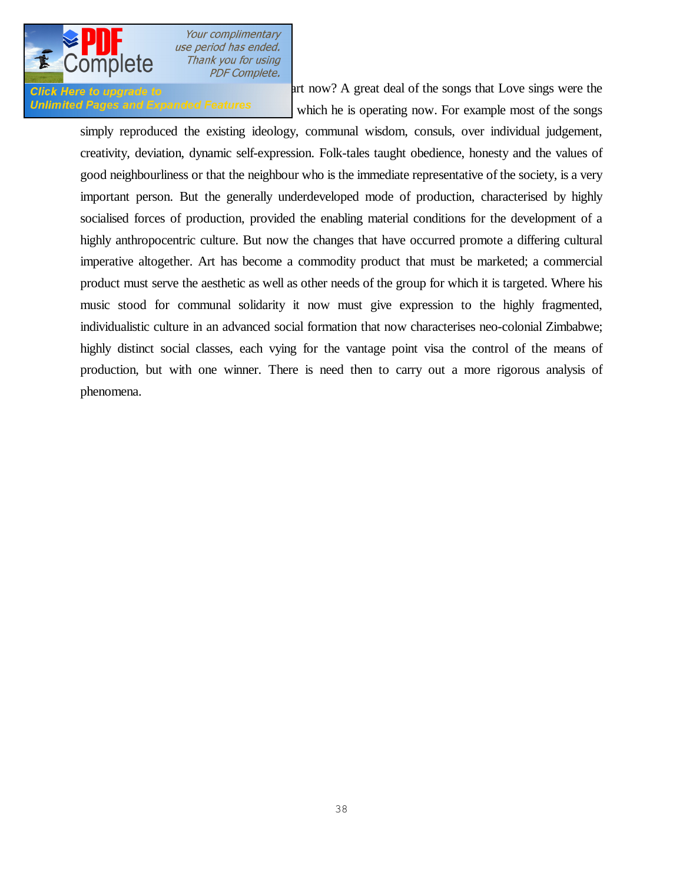rt now? A great deal of the songs that Love sings were the which he is operating now. For example most of the songs simply reproduced the existing ideology, communal wisdom, consuls, over individual judgement, creativity, deviation, dynamic self-expression. Folk-tales taught obedience, honesty and the values of good neighbourliness or that the neighbour who is the immediate representative of the society, is a very important person. But the generally underdeveloped mode of production, characterised by highly socialised forces of production, provided the enabling material conditions for the development of a highly anthropocentric culture. But now the changes that have occurred promote a differing cultural imperative altogether. Art has become a commodity product that must be marketed; a commercial product must serve the aesthetic as well as other needs of the group for which it is targeted. Where his music stood for communal solidarity it now must give expression to the highly fragmented, individualistic culture in an advanced social formation that now characterises neo-colonial Zimbabwe; highly distinct social classes, each vying for the vantage point visa the control of the means of production, but with one winner. There is need then to carry out a more rigorous analysis of phenomena.